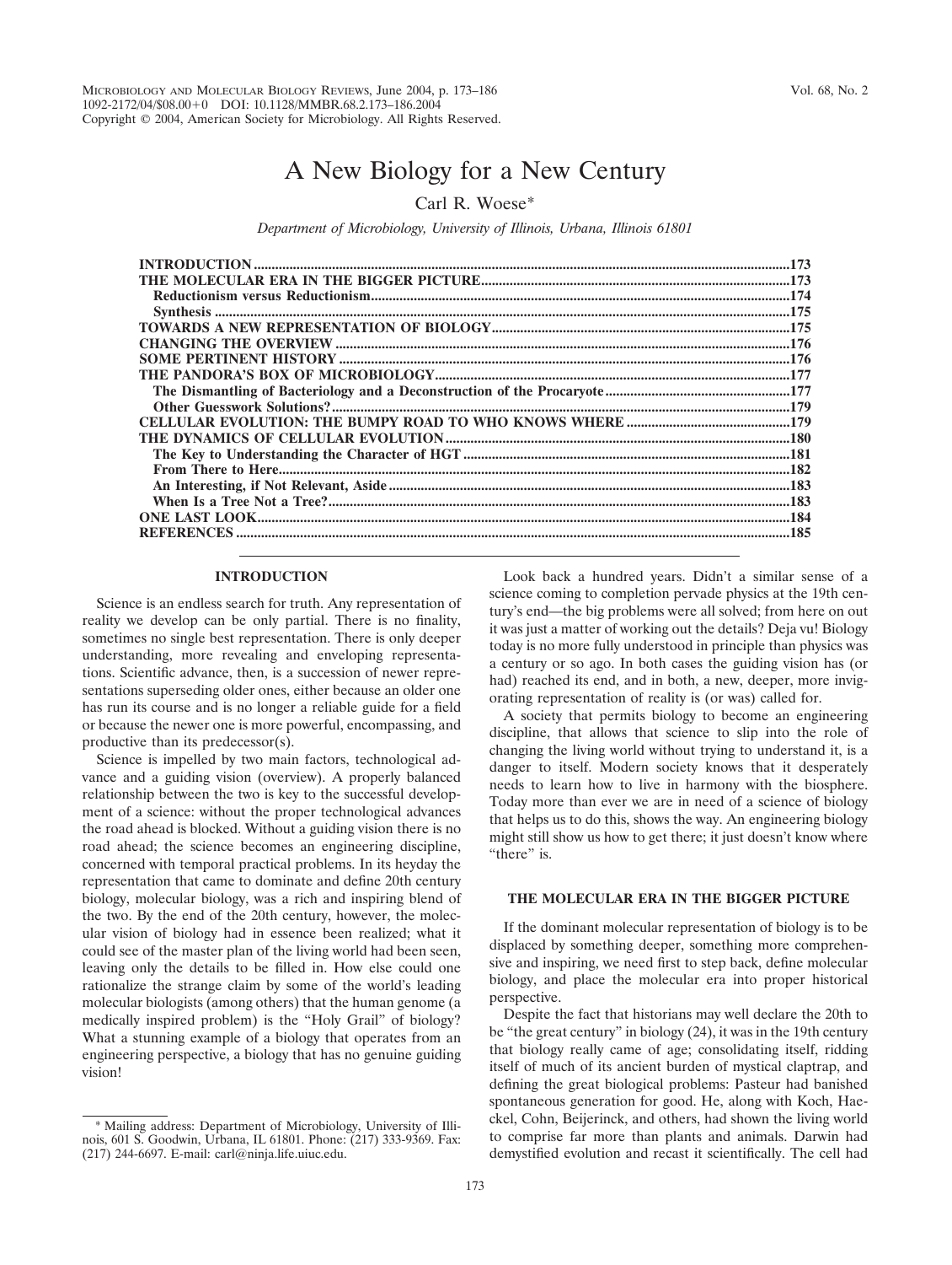# A New Biology for a New Century

Carl R. Woese*

*Department of Microbiology, University of Illinois, Urbana, Illinois 61801*

| | |
|---|---|
| **INTRODUCTION** | 173 |
| **THE MOLECULAR ERA IN THE BIGGER PICTURE** | 173 |
| **Reductionism versus Reductionism** | 174 |
| **Synthesis** | 175 |
| **TOWARDS A NEW REPRESENTATION OF BIOLOGY** | 175 |
| **CHANGING THE OVERVIEW** | 176 |
| **SOME PERTINENT HISTORY** | 176 |
| **THE PANDORA'S BOX OF MICROBIOLOGY** | 177 |
| **The Dismantling of Bacteriology and a Deconstruction of the Procaryote** | 177 |
| **Other Guesswork Solutions?** | 179 |
| **CELLULAR EVOLUTION: THE BUMPY ROAD TO WHO KNOWS WHERE** | 179 |
| **THE DYNAMICS OF CELLULAR EVOLUTION** | 180 |
| **The Key to Understanding the Character of HGT** | 181 |
| **From There to Here** | 182 |
| **An Interesting, if Not Relevant, Aside** | 183 |
| **When Is a Tree Not a Tree?** | 183 |
| **ONE LAST LOOK** | 184 |
| **REFERENCES** | 185 |

## INTRODUCTION

Science is an endless search for truth. Any representation of reality we develop can be only partial. There is no finality, sometimes no single best representation. There is only deeper understanding, more revealing and enveloping representations. Scientific advance, then, is a succession of newer representations superseding older ones, either because an older one has run its course and is no longer a reliable guide for a field or because the newer one is more powerful, encompassing, and productive than its predecessor(s).

Science is impelled by two main factors, technological advance and a guiding vision (overview). A properly balanced relationship between the two is key to the successful development of a science: without the proper technological advances the road ahead is blocked. Without a guiding vision there is no road ahead; the science becomes an engineering discipline, concerned with temporal practical problems. In its heyday the representation that came to dominate and define 20th century biology, molecular biology, was a rich and inspiring blend of the two. By the end of the 20th century, however, the molecular vision of biology had in essence been realized; what it could see of the master plan of the living world had been seen, leaving only the details to be filled in. How else could one rationalize the strange claim by some of the world's leading molecular biologists (among others) that the human genome (a medically inspired problem) is the "Holy Grail" of biology? What a stunning example of a biology that operates from an engineering perspective, a biology that has no genuine guiding vision!

Look back a hundred years. Didn't a similar sense of a science coming to completion pervade physics at the 19th century's end—the big problems were all solved; from here on out it was just a matter of working out the details? Deja vu! Biology today is no more fully understood in principle than physics was a century or so ago. In both cases the guiding vision has (or had) reached its end, and in both, a new, deeper, more invigorating representation of reality is (or was) called for.

A society that permits biology to become an engineering discipline, that allows that science to slip into the role of changing the living world without trying to understand it, is a danger to itself. Modern society knows that it desperately needs to learn how to live in harmony with the biosphere. Today more than ever we are in need of a science of biology that helps us to do this, shows the way. An engineering biology might still show us how to get there; it just doesn't know where "there" is.

## THE MOLECULAR ERA IN THE BIGGER PICTURE

If the dominant molecular representation of biology is to be displaced by something deeper, something more comprehensive and inspiring, we need first to step back, define molecular biology, and place the molecular era into proper historical perspective.

Despite the fact that historians may well declare the 20th to be "the great century" in biology (24), it was in the 19th century that biology really came of age; consolidating itself, ridding itself of much of its ancient burden of mystical claptrap, and defining the great biological problems: Pasteur had banished spontaneous generation for good. He, along with Koch, Haeckel, Cohn, Beijerinck, and others, had shown the living world to comprise far more than plants and animals. Darwin had demystified evolution and recast it scientifically. The cell had

---

* Mailing address: Department of Microbiology, University of Illinois, 601 S. Goodwin, Urbana, IL 61801. Phone: (217) 333-9369. Fax: (217) 244-6697. E-mail: carl@ninja.life.uiuc.edu.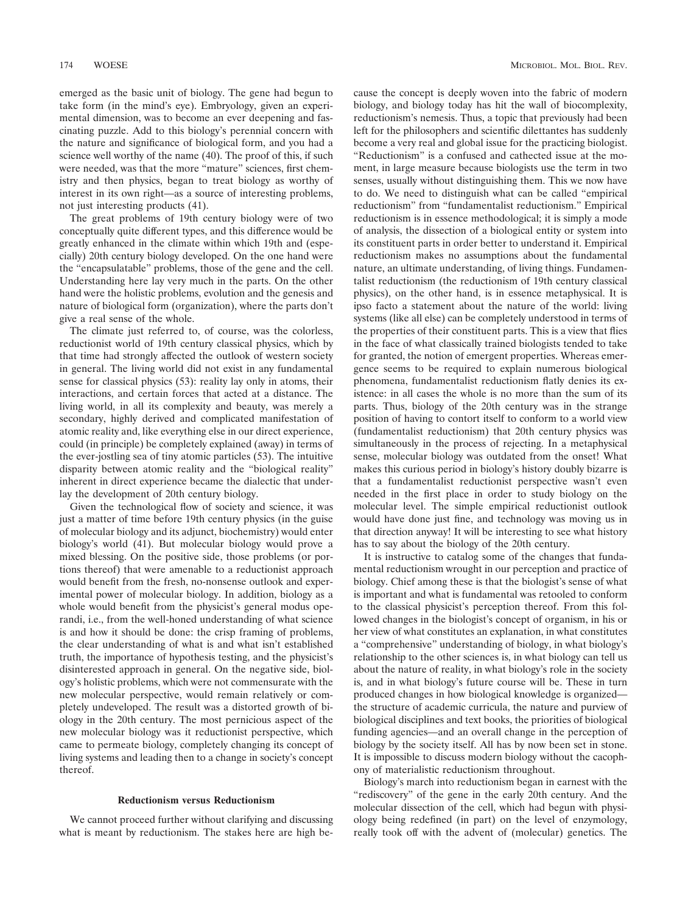emerged as the basic unit of biology. The gene had begun to take form (in the mind's eye). Embryology, given an experimental dimension, was to become an ever deepening and fascinating puzzle. Add to this biology's perennial concern with the nature and significance of biological form, and you had a science well worthy of the name (40). The proof of this, if such were needed, was that the more "mature" sciences, first chemistry and then physics, began to treat biology as worthy of interest in its own right—as a source of interesting problems, not just interesting products (41).

The great problems of 19th century biology were of two conceptually quite different types, and this difference would be greatly enhanced in the climate within which 19th and (especially) 20th century biology developed. On the one hand were the "encapsulatable" problems, those of the gene and the cell. Understanding here lay very much in the parts. On the other hand were the holistic problems, evolution and the genesis and nature of biological form (organization), where the parts don't give a real sense of the whole.

The climate just referred to, of course, was the colorless, reductionist world of 19th century classical physics, which by that time had strongly affected the outlook of western society in general. The living world did not exist in any fundamental sense for classical physics (53): reality lay only in atoms, their interactions, and certain forces that acted at a distance. The living world, in all its complexity and beauty, was merely a secondary, highly derived and complicated manifestation of atomic reality and, like everything else in our direct experience, could (in principle) be completely explained (away) in terms of the ever-jostling sea of tiny atomic particles (53). The intuitive disparity between atomic reality and the "biological reality" inherent in direct experience became the dialectic that underlay the development of 20th century biology.

Given the technological flow of society and science, it was just a matter of time before 19th century physics (in the guise of molecular biology and its adjunct, biochemistry) would enter biology's world (41). But molecular biology would prove a mixed blessing. On the positive side, those problems (or portions thereof) that were amenable to a reductionist approach would benefit from the fresh, no-nonsense outlook and experimental power of molecular biology. In addition, biology as a whole would benefit from the physicist's general modus operandi, i.e., from the well-honed understanding of what science is and how it should be done: the crisp framing of problems, the clear understanding of what is and what isn't established truth, the importance of hypothesis testing, and the physicist's disinterested approach in general. On the negative side, biology's holistic problems, which were not commensurate with the new molecular perspective, would remain relatively or completely undeveloped. The result was a distorted growth of biology in the 20th century. The most pernicious aspect of the new molecular biology was it reductionist perspective, which came to permeate biology, completely changing its concept of living systems and leading then to a change in society's concept thereof.

### Reductionism versus Reductionism

We cannot proceed further without clarifying and discussing what is meant by reductionism. The stakes here are high because the concept is deeply woven into the fabric of modern biology, and biology today has hit the wall of biocomplexity, reductionism's nemesis. Thus, a topic that previously had been left for the philosophers and scientific dilettantes has suddenly become a very real and global issue for the practicing biologist. "Reductionism" is a confused and cathected issue at the moment, in large measure because biologists use the term in two senses, usually without distinguishing them. This we now have to do. We need to distinguish what can be called "empirical reductionism" from "fundamentalist reductionism." Empirical reductionism is in essence methodological; it is simply a mode of analysis, the dissection of a biological entity or system into its constituent parts in order better to understand it. Empirical reductionism makes no assumptions about the fundamental nature, an ultimate understanding, of living things. Fundamentalist reductionism (the reductionism of 19th century classical physics), on the other hand, is in essence metaphysical. It is ipso facto a statement about the nature of the world: living systems (like all else) can be completely understood in terms of the properties of their constituent parts. This is a view that flies in the face of what classically trained biologists tended to take for granted, the notion of emergent properties. Whereas emergence seems to be required to explain numerous biological phenomena, fundamentalist reductionism flatly denies its existence: in all cases the whole is no more than the sum of its parts. Thus, biology of the 20th century was in the strange position of having to contort itself to conform to a world view (fundamentalist reductionism) that 20th century physics was simultaneously in the process of rejecting. In a metaphysical sense, molecular biology was outdated from the onset! What makes this curious period in biology's history doubly bizarre is that a fundamentalist reductionist perspective wasn't even needed in the first place in order to study biology on the molecular level. The simple empirical reductionist outlook would have done just fine, and technology was moving us in that direction anyway! It will be interesting to see what history has to say about the biology of the 20th century.

It is instructive to catalog some of the changes that fundamental reductionism wrought in our perception and practice of biology. Chief among these is that the biologist's sense of what is important and what is fundamental was retooled to conform to the classical physicist's perception thereof. From this followed changes in the biologist's concept of organism, in his or her view of what constitutes an explanation, in what constitutes a "comprehensive" understanding of biology, in what biology's relationship to the other sciences is, in what biology can tell us about the nature of reality, in what biology's role in the society is, and in what biology's future course will be. These in turn produced changes in how biological knowledge is organized—the structure of academic curricula, the nature and purview of biological disciplines and text books, the priorities of biological funding agencies—and an overall change in the perception of biology by the society itself. All has by now been set in stone. It is impossible to discuss modern biology without the cacophony of materialistic reductionism throughout.

Biology's march into reductionism began in earnest with the "rediscovery" of the gene in the early 20th century. And the molecular dissection of the cell, which had begun with physiology being redefined (in part) on the level of enzymology, really took off with the advent of (molecular) genetics. The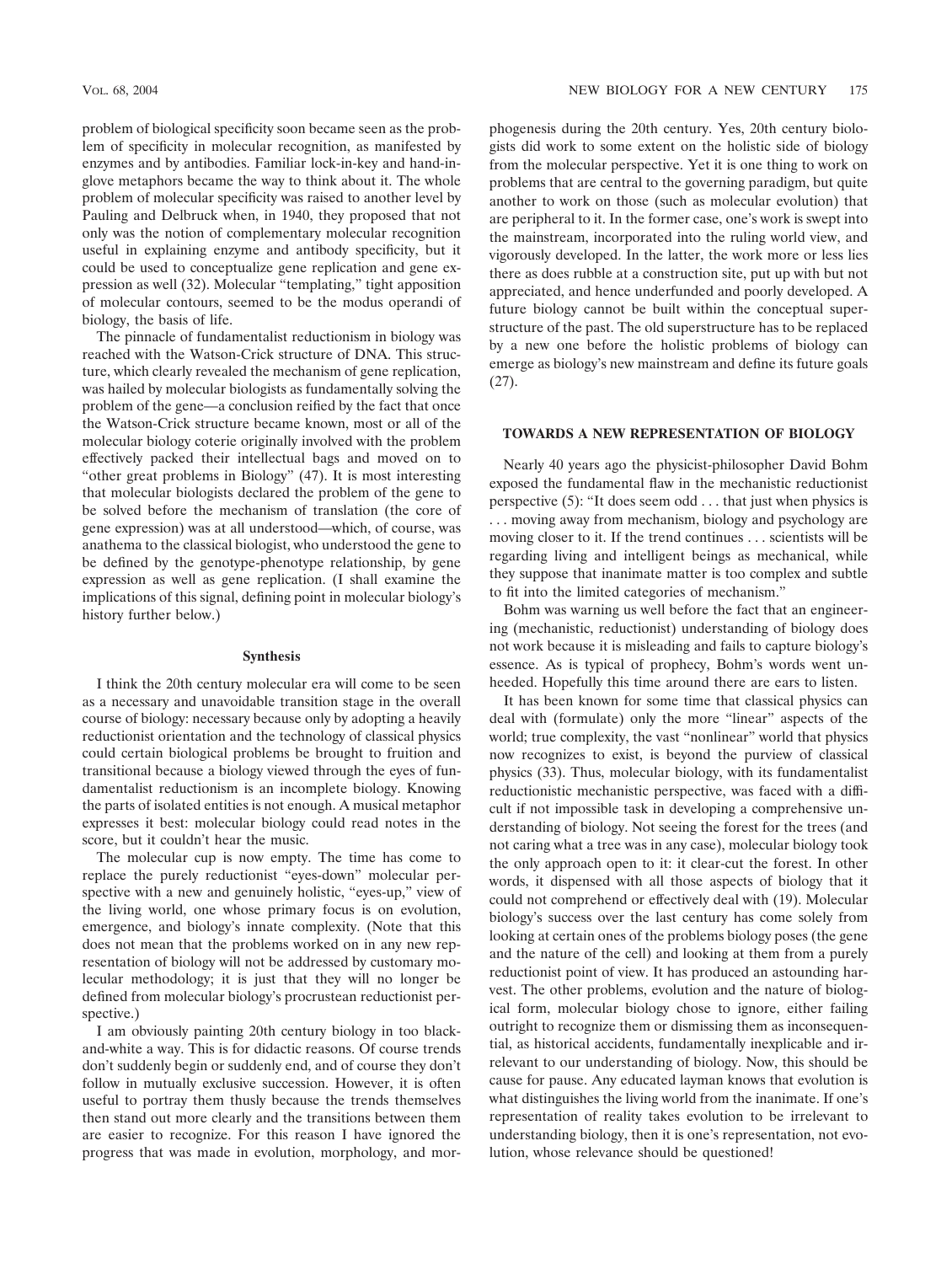problem of biological specificity soon became seen as the problem of specificity in molecular recognition, as manifested by enzymes and by antibodies. Familiar lock-in-key and hand-in-glove metaphors became the way to think about it. The whole problem of molecular specificity was raised to another level by Pauling and Delbruck when, in 1940, they proposed that not only was the notion of complementary molecular recognition useful in explaining enzyme and antibody specificity, but it could be used to conceptualize gene replication and gene expression as well (32). Molecular "templating," tight apposition of molecular contours, seemed to be the modus operandi of biology, the basis of life.

The pinnacle of fundamentalist reductionism in biology was reached with the Watson-Crick structure of DNA. This structure, which clearly revealed the mechanism of gene replication, was hailed by molecular biologists as fundamentally solving the problem of the gene—a conclusion reified by the fact that once the Watson-Crick structure became known, most or all of the molecular biology coterie originally involved with the problem effectively packed their intellectual bags and moved on to "other great problems in Biology" (47). It is most interesting that molecular biologists declared the problem of the gene to be solved before the mechanism of translation (the core of gene expression) was at all understood—which, of course, was anathema to the classical biologist, who understood the gene to be defined by the genotype-phenotype relationship, by gene expression as well as gene replication. (I shall examine the implications of this signal, defining point in molecular biology's history further below.)

### Synthesis

I think the 20th century molecular era will come to be seen as a necessary and unavoidable transition stage in the overall course of biology: necessary because only by adopting a heavily reductionist orientation and the technology of classical physics could certain biological problems be brought to fruition and transitional because a biology viewed through the eyes of fundamentalist reductionism is an incomplete biology. Knowing the parts of isolated entities is not enough. A musical metaphor expresses it best: molecular biology could read notes in the score, but it couldn't hear the music.

The molecular cup is now empty. The time has come to replace the purely reductionist "eyes-down" molecular perspective with a new and genuinely holistic, "eyes-up," view of the living world, one whose primary focus is on evolution, emergence, and biology's innate complexity. (Note that this does not mean that the problems worked on in any new representation of biology will not be addressed by customary molecular methodology; it is just that they will no longer be defined from molecular biology's procrustean reductionist perspective.)

I am obviously painting 20th century biology in too black-and-white a way. This is for didactic reasons. Of course trends don't suddenly begin or suddenly end, and of course they don't follow in mutually exclusive succession. However, it is often useful to portray them thusly because the trends themselves then stand out more clearly and the transitions between them are easier to recognize. For this reason I have ignored the progress that was made in evolution, morphology, and morphogenesis during the 20th century. Yes, 20th century biologists did work to some extent on the holistic side of biology from the molecular perspective. Yet it is one thing to work on problems that are central to the governing paradigm, but quite another to work on those (such as molecular evolution) that are peripheral to it. In the former case, one's work is swept into the mainstream, incorporated into the ruling world view, and vigorously developed. In the latter, the work more or less lies there as does rubble at a construction site, put up with but not appreciated, and hence underfunded and poorly developed. A future biology cannot be built within the conceptual superstructure of the past. The old superstructure has to be replaced by a new one before the holistic problems of biology can emerge as biology's new mainstream and define its future goals (27).

## TOWARDS A NEW REPRESENTATION OF BIOLOGY

Nearly 40 years ago the physicist-philosopher David Bohm exposed the fundamental flaw in the mechanistic reductionist perspective (5): "It does seem odd . . . that just when physics is . . . moving away from mechanism, biology and psychology are moving closer to it. If the trend continues . . . scientists will be regarding living and intelligent beings as mechanical, while they suppose that inanimate matter is too complex and subtle to fit into the limited categories of mechanism."

Bohm was warning us well before the fact that an engineering (mechanistic, reductionist) understanding of biology does not work because it is misleading and fails to capture biology's essence. As is typical of prophecy, Bohm's words went unheeded. Hopefully this time around there are ears to listen.

It has been known for some time that classical physics can deal with (formulate) only the more "linear" aspects of the world; true complexity, the vast "nonlinear" world that physics now recognizes to exist, is beyond the purview of classical physics (33). Thus, molecular biology, with its fundamentalist reductionistic mechanistic perspective, was faced with a difficult if not impossible task in developing a comprehensive understanding of biology. Not seeing the forest for the trees (and not caring what a tree was in any case), molecular biology took the only approach open to it: it clear-cut the forest. In other words, it dispensed with all those aspects of biology that it could not comprehend or effectively deal with (19). Molecular biology's success over the last century has come solely from looking at certain ones of the problems biology poses (the gene and the nature of the cell) and looking at them from a purely reductionist point of view. It has produced an astounding harvest. The other problems, evolution and the nature of biological form, molecular biology chose to ignore, either failing outright to recognize them or dismissing them as inconsequential, as historical accidents, fundamentally inexplicable and irrelevant to our understanding of biology. Now, this should be cause for pause. Any educated layman knows that evolution is what distinguishes the living world from the inanimate. If one's representation of reality takes evolution to be irrelevant to understanding biology, then it is one's representation, not evolution, whose relevance should be questioned!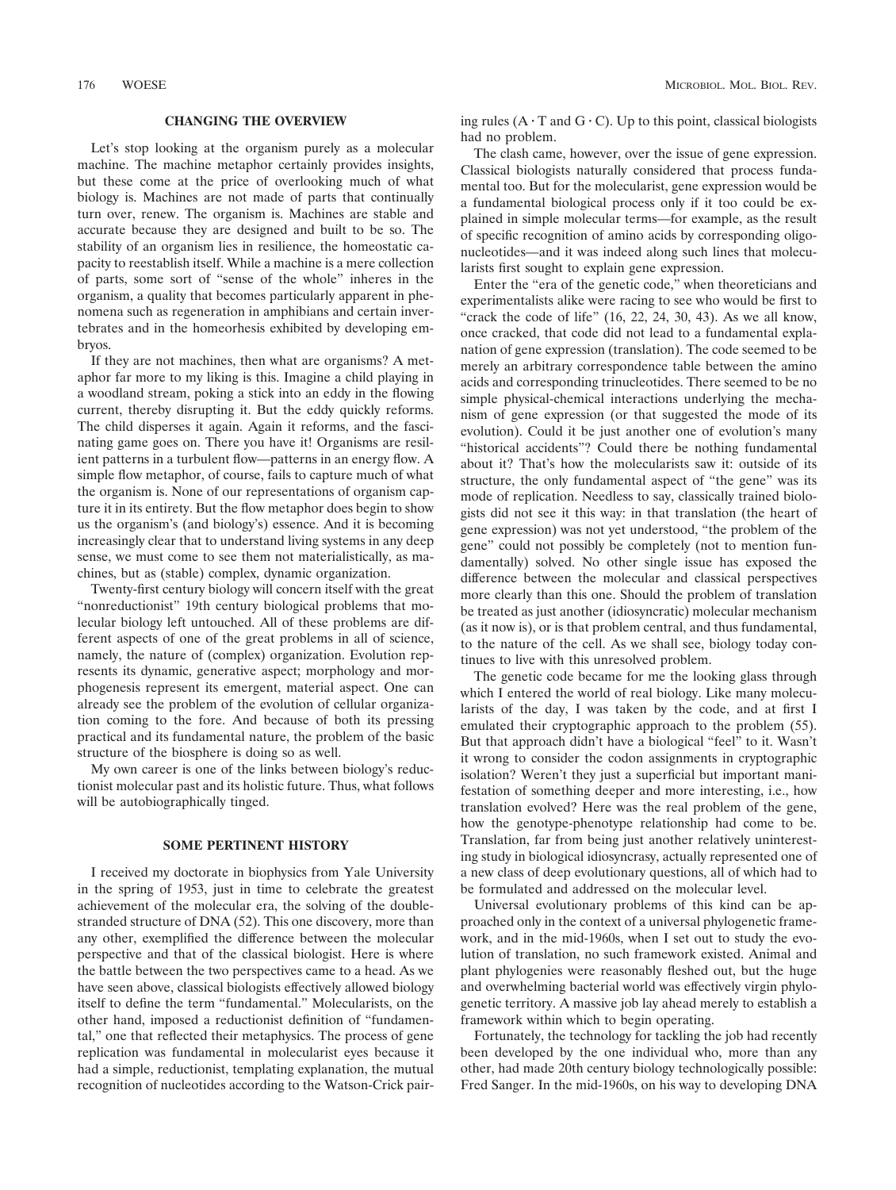## CHANGING THE OVERVIEW

Let's stop looking at the organism purely as a molecular machine. The machine metaphor certainly provides insights, but these come at the price of overlooking much of what biology is. Machines are not made of parts that continually turn over, renew. The organism is. Machines are stable and accurate because they are designed and built to be so. The stability of an organism lies in resilience, the homeostatic capacity to reestablish itself. While a machine is a mere collection of parts, some sort of "sense of the whole" inheres in the organism, a quality that becomes particularly apparent in phenomena such as regeneration in amphibians and certain invertebrates and in the homeorhesis exhibited by developing embryos.

If they are not machines, then what are organisms? A metaphor far more to my liking is this. Imagine a child playing in a woodland stream, poking a stick into an eddy in the flowing current, thereby disrupting it. But the eddy quickly reforms. The child disperses it again. Again it reforms, and the fascinating game goes on. There you have it! Organisms are resilient patterns in a turbulent flow—patterns in an energy flow. A simple flow metaphor, of course, fails to capture much of what the organism is. None of our representations of organism capture it in its entirety. But the flow metaphor does begin to show us the organism's (and biology's) essence. And it is becoming increasingly clear that to understand living systems in any deep sense, we must come to see them not materialistically, as machines, but as (stable) complex, dynamic organization.

Twenty-first century biology will concern itself with the great "nonreductionist" 19th century biological problems that molecular biology left untouched. All of these problems are different aspects of one of the great problems in all of science, namely, the nature of (complex) organization. Evolution represents its dynamic, generative aspect; morphology and morphogenesis represent its emergent, material aspect. One can already see the problem of the evolution of cellular organization coming to the fore. And because of both its pressing practical and its fundamental nature, the problem of the basic structure of the biosphere is doing so as well.

My own career is one of the links between biology's reductionist molecular past and its holistic future. Thus, what follows will be autobiographically tinged.

## SOME PERTINENT HISTORY

I received my doctorate in biophysics from Yale University in the spring of 1953, just in time to celebrate the greatest achievement of the molecular era, the solving of the double-stranded structure of DNA (52). This one discovery, more than any other, exemplified the difference between the molecular perspective and that of the classical biologist. Here is where the battle between the two perspectives came to a head. As we have seen above, classical biologists effectively allowed biology itself to define the term "fundamental." Molecularists, on the other hand, imposed a reductionist definition of "fundamental," one that reflected their metaphysics. The process of gene replication was fundamental in molecularist eyes because it had a simple, reductionist, templating explanation, the mutual recognition of nucleotides according to the Watson-Crick pairing rules (A · T and G · C). Up to this point, classical biologists had no problem.

The clash came, however, over the issue of gene expression. Classical biologists naturally considered that process fundamental too. But for the molecularist, gene expression would be a fundamental biological process only if it too could be explained in simple molecular terms—for example, as the result of specific recognition of amino acids by corresponding oligonucleotides—and it was indeed along such lines that molecularists first sought to explain gene expression.

Enter the "era of the genetic code," when theoreticians and experimentalists alike were racing to see who would be first to "crack the code of life" (16, 22, 24, 30, 43). As we all know, once cracked, that code did not lead to a fundamental explanation of gene expression (translation). The code seemed to be merely an arbitrary correspondence table between the amino acids and corresponding trinucleotides. There seemed to be no simple physical-chemical interactions underlying the mechanism of gene expression (or that suggested the mode of its evolution). Could it be just another one of evolution's many "historical accidents"? Could there be nothing fundamental about it? That's how the molecularists saw it: outside of its structure, the only fundamental aspect of "the gene" was its mode of replication. Needless to say, classically trained biologists did not see it this way: in that translation (the heart of gene expression) was not yet understood, "the problem of the gene" could not possibly be completely (not to mention fundamentally) solved. No other single issue has exposed the difference between the molecular and classical perspectives more clearly than this one. Should the problem of translation be treated as just another (idiosyncratic) molecular mechanism (as it now is), or is that problem central, and thus fundamental, to the nature of the cell. As we shall see, biology today continues to live with this unresolved problem.

The genetic code became for me the looking glass through which I entered the world of real biology. Like many molecularists of the day, I was taken by the code, and at first I emulated their cryptographic approach to the problem (55). But that approach didn't have a biological "feel" to it. Wasn't it wrong to consider the codon assignments in cryptographic isolation? Weren't they just a superficial but important manifestation of something deeper and more interesting, i.e., how translation evolved? Here was the real problem of the gene, how the genotype-phenotype relationship had come to be. Translation, far from being just another relatively uninteresting study in biological idiosyncrasy, actually represented one of a new class of deep evolutionary questions, all of which had to be formulated and addressed on the molecular level.

Universal evolutionary problems of this kind can be approached only in the context of a universal phylogenetic framework, and in the mid-1960s, when I set out to study the evolution of translation, no such framework existed. Animal and plant phylogenies were reasonably fleshed out, but the huge and overwhelming bacterial world was effectively virgin phylogenetic territory. A massive job lay ahead merely to establish a framework within which to begin operating.

Fortunately, the technology for tackling the job had recently been developed by the one individual who, more than any other, had made 20th century biology technologically possible: Fred Sanger. In the mid-1960s, on his way to developing DNA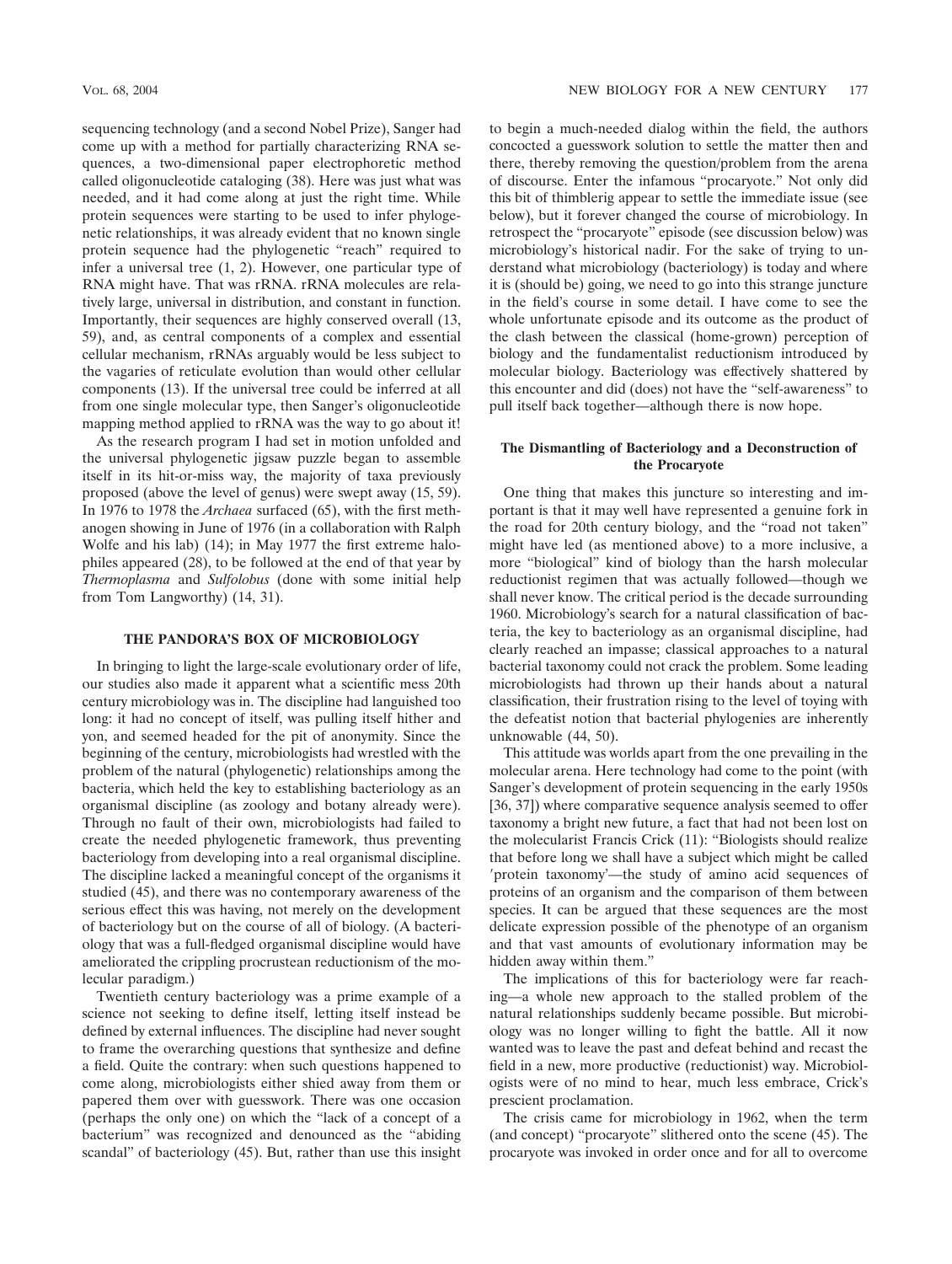sequencing technology (and a second Nobel Prize), Sanger had come up with a method for partially characterizing RNA sequences, a two-dimensional paper electrophoretic method called oligonucleotide cataloging (38). Here was just what was needed, and it had come along at just the right time. While protein sequences were starting to be used to infer phylogenetic relationships, it was already evident that no known single protein sequence had the phylogenetic "reach" required to infer a universal tree (1, 2). However, one particular type of RNA might have. That was rRNA. rRNA molecules are relatively large, universal in distribution, and constant in function. Importantly, their sequences are highly conserved overall (13, 59), and, as central components of a complex and essential cellular mechanism, rRNAs arguably would be less subject to the vagaries of reticulate evolution than would other cellular components (13). If the universal tree could be inferred at all from one single molecular type, then Sanger's oligonucleotide mapping method applied to rRNA was the way to go about it!

As the research program I had set in motion unfolded and the universal phylogenetic jigsaw puzzle began to assemble itself in its hit-or-miss way, the majority of taxa previously proposed (above the level of genus) were swept away (15, 59). In 1976 to 1978 the *Archaea* surfaced (65), with the first methanogen showing in June of 1976 (in a collaboration with Ralph Wolfe and his lab) (14); in May 1977 the first extreme halophiles appeared (28), to be followed at the end of that year by *Thermoplasma* and *Sulfolobus* (done with some initial help from Tom Langworthy) (14, 31).

## THE PANDORA'S BOX OF MICROBIOLOGY

In bringing to light the large-scale evolutionary order of life, our studies also made it apparent what a scientific mess 20th century microbiology was in. The discipline had languished too long: it had no concept of itself, was pulling itself hither and yon, and seemed headed for the pit of anonymity. Since the beginning of the century, microbiologists had wrestled with the problem of the natural (phylogenetic) relationships among the bacteria, which held the key to establishing bacteriology as an organismal discipline (as zoology and botany already were). Through no fault of their own, microbiologists had failed to create the needed phylogenetic framework, thus preventing bacteriology from developing into a real organismal discipline. The discipline lacked a meaningful concept of the organisms it studied (45), and there was no contemporary awareness of the serious effect this was having, not merely on the development of bacteriology but on the course of all of biology. (A bacteriology that was a full-fledged organismal discipline would have ameliorated the crippling procrustean reductionism of the molecular paradigm.)

Twentieth century bacteriology was a prime example of a science not seeking to define itself, letting itself instead be defined by external influences. The discipline had never sought to frame the overarching questions that synthesize and define a field. Quite the contrary: when such questions happened to come along, microbiologists either shied away from them or papered them over with guesswork. There was one occasion (perhaps the only one) on which the "lack of a concept of a bacterium" was recognized and denounced as the "abiding scandal" of bacteriology (45). But, rather than use this insight to begin a much-needed dialog within the field, the authors concocted a guesswork solution to settle the matter then and there, thereby removing the question/problem from the arena of discourse. Enter the infamous "procaryote." Not only did this bit of thimblerig appear to settle the immediate issue (see below), but it forever changed the course of microbiology. In retrospect the "procaryote" episode (see discussion below) was microbiology's historical nadir. For the sake of trying to understand what microbiology (bacteriology) is today and where it is (should be) going, we need to go into this strange juncture in the field's course in some detail. I have come to see the whole unfortunate episode and its outcome as the product of the clash between the classical (home-grown) perception of biology and the fundamentalist reductionism introduced by molecular biology. Bacteriology was effectively shattered by this encounter and did (does) not have the "self-awareness" to pull itself back together—although there is now hope.

### The Dismantling of Bacteriology and a Deconstruction of the Procaryote

One thing that makes this juncture so interesting and important is that it may well have represented a genuine fork in the road for 20th century biology, and the "road not taken" might have led (as mentioned above) to a more inclusive, a more "biological" kind of biology than the harsh molecular reductionist regimen that was actually followed—though we shall never know. The critical period is the decade surrounding 1960. Microbiology's search for a natural classification of bacteria, the key to bacteriology as an organismal discipline, had clearly reached an impasse; classical approaches to a natural bacterial taxonomy could not crack the problem. Some leading microbiologists had thrown up their hands about a natural classification, their frustration rising to the level of toying with the defeatist notion that bacterial phylogenies are inherently unknowable (44, 50).

This attitude was worlds apart from the one prevailing in the molecular arena. Here technology had come to the point (with Sanger's development of protein sequencing in the early 1950s [36, 37]) where comparative sequence analysis seemed to offer taxonomy a bright new future, a fact that had not been lost on the molecularist Francis Crick (11): "Biologists should realize that before long we shall have a subject which might be called 'protein taxonomy'—the study of amino acid sequences of proteins of an organism and the comparison of them between species. It can be argued that these sequences are the most delicate expression possible of the phenotype of an organism and that vast amounts of evolutionary information may be hidden away within them."

The implications of this for bacteriology were far reaching—a whole new approach to the stalled problem of the natural relationships suddenly became possible. But microbiology was no longer willing to fight the battle. All it now wanted was to leave the past and defeat behind and recast the field in a new, more productive (reductionist) way. Microbiologists were of no mind to hear, much less embrace, Crick's prescient proclamation.

The crisis came for microbiology in 1962, when the term (and concept) "procaryote" slithered onto the scene (45). The procaryote was invoked in order once and for all to overcome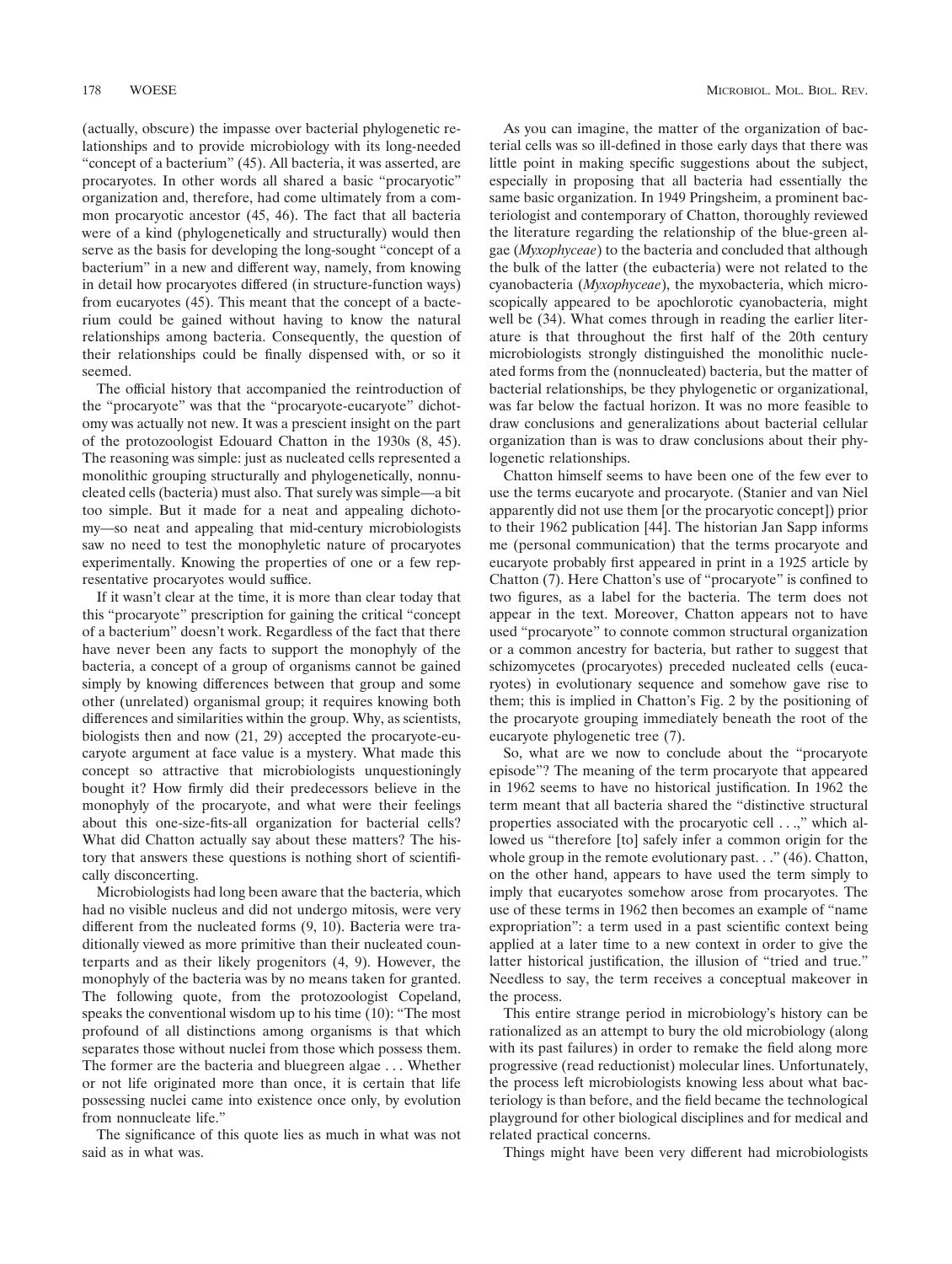(actually, obscure) the impasse over bacterial phylogenetic relationships and to provide microbiology with its long-needed "concept of a bacterium" (45). All bacteria, it was asserted, are procaryotes. In other words all shared a basic "procaryotic" organization and, therefore, had come ultimately from a common procaryotic ancestor (45, 46). The fact that all bacteria were of a kind (phylogenetically and structurally) would then serve as the basis for developing the long-sought "concept of a bacterium" in a new and different way, namely, from knowing in detail how procaryotes differed (in structure-function ways) from eucaryotes (45). This meant that the concept of a bacterium could be gained without having to know the natural relationships among bacteria. Consequently, the question of their relationships could be finally dispensed with, or so it seemed.

The official history that accompanied the reintroduction of the "procaryote" was that the "procaryote-eucaryote" dichotomy was actually not new. It was a prescient insight on the part of the protozoologist Edouard Chatton in the 1930s (8, 45). The reasoning was simple: just as nucleated cells represented a monolithic grouping structurally and phylogenetically, nonnucleated cells (bacteria) must also. That surely was simple—a bit too simple. But it made for a neat and appealing dichotomy—so neat and appealing that mid-century microbiologists saw no need to test the monophyletic nature of procaryotes experimentally. Knowing the properties of one or a few representative procaryotes would suffice.

If it wasn't clear at the time, it is more than clear today that this "procaryote" prescription for gaining the critical "concept of a bacterium" doesn't work. Regardless of the fact that there have never been any facts to support the monophyly of the bacteria, a concept of a group of organisms cannot be gained simply by knowing differences between that group and some other (unrelated) organismal group; it requires knowing both differences and similarities within the group. Why, as scientists, biologists then and now (21, 29) accepted the procaryote-eucaryote argument at face value is a mystery. What made this concept so attractive that microbiologists unquestioningly bought it? How firmly did their predecessors believe in the monophyly of the procaryote, and what were their feelings about this one-size-fits-all organization for bacterial cells? What did Chatton actually say about these matters? The history that answers these questions is nothing short of scientifically disconcerting.

Microbiologists had long been aware that the bacteria, which had no visible nucleus and did not undergo mitosis, were very different from the nucleated forms (9, 10). Bacteria were traditionally viewed as more primitive than their nucleated counterparts and as their likely progenitors (4, 9). However, the monophyly of the bacteria was by no means taken for granted. The following quote, from the protozoologist Copeland, speaks the conventional wisdom up to his time (10): "The most profound of all distinctions among organisms is that which separates those without nuclei from those which possess them. The former are the bacteria and bluegreen algae . . . Whether or not life originated more than once, it is certain that life possessing nuclei came into existence once only, by evolution from nonnucleate life."

The significance of this quote lies as much in what was not said as in what was.

As you can imagine, the matter of the organization of bacterial cells was so ill-defined in those early days that there was little point in making specific suggestions about the subject, especially in proposing that all bacteria had essentially the same basic organization. In 1949 Pringsheim, a prominent bacteriologist and contemporary of Chatton, thoroughly reviewed the literature regarding the relationship of the blue-green algae (*Myxophyceae*) to the bacteria and concluded that although the bulk of the latter (the eubacteria) were not related to the cyanobacteria (*Myxophyceae*), the myxobacteria, which microscopically appeared to be apochlorotic cyanobacteria, might well be (34). What comes through in reading the earlier literature is that throughout the first half of the 20th century microbiologists strongly distinguished the monolithic nucleated forms from the (nonnucleated) bacteria, but the matter of bacterial relationships, be they phylogenetic or organizational, was far below the factual horizon. It was no more feasible to draw conclusions and generalizations about bacterial cellular organization than is was to draw conclusions about their phylogenetic relationships.

Chatton himself seems to have been one of the few ever to use the terms eucaryote and procaryote. (Stanier and van Niel apparently did not use them [or the procaryotic concept]) prior to their 1962 publication [44]. The historian Jan Sapp informs me (personal communication) that the terms procaryote and eucaryote probably first appeared in print in a 1925 article by Chatton (7). Here Chatton's use of "procaryote" is confined to two figures, as a label for the bacteria. The term does not appear in the text. Moreover, Chatton appears not to have used "procaryote" to connote common structural organization or a common ancestry for bacteria, but rather to suggest that schizomycetes (procaryotes) preceded nucleated cells (eucaryotes) in evolutionary sequence and somehow gave rise to them; this is implied in Chatton's Fig. 2 by the positioning of the procaryote grouping immediately beneath the root of the eucaryote phylogenetic tree (7).

So, what are we now to conclude about the "procaryote episode"? The meaning of the term procaryote that appeared in 1962 seems to have no historical justification. In 1962 the term meant that all bacteria shared the "distinctive structural properties associated with the procaryotic cell . . .," which allowed us "therefore [to] safely infer a common origin for the whole group in the remote evolutionary past. . ." (46). Chatton, on the other hand, appears to have used the term simply to imply that eucaryotes somehow arose from procaryotes. The use of these terms in 1962 then becomes an example of "name expropriation": a term used in a past scientific context being applied at a later time to a new context in order to give the latter historical justification, the illusion of "tried and true." Needless to say, the term receives a conceptual makeover in the process.

This entire strange period in microbiology's history can be rationalized as an attempt to bury the old microbiology (along with its past failures) in order to remake the field along more progressive (read reductionist) molecular lines. Unfortunately, the process left microbiologists knowing less about what bacteriology is than before, and the field became the technological playground for other biological disciplines and for medical and related practical concerns.

Things might have been very different had microbiologists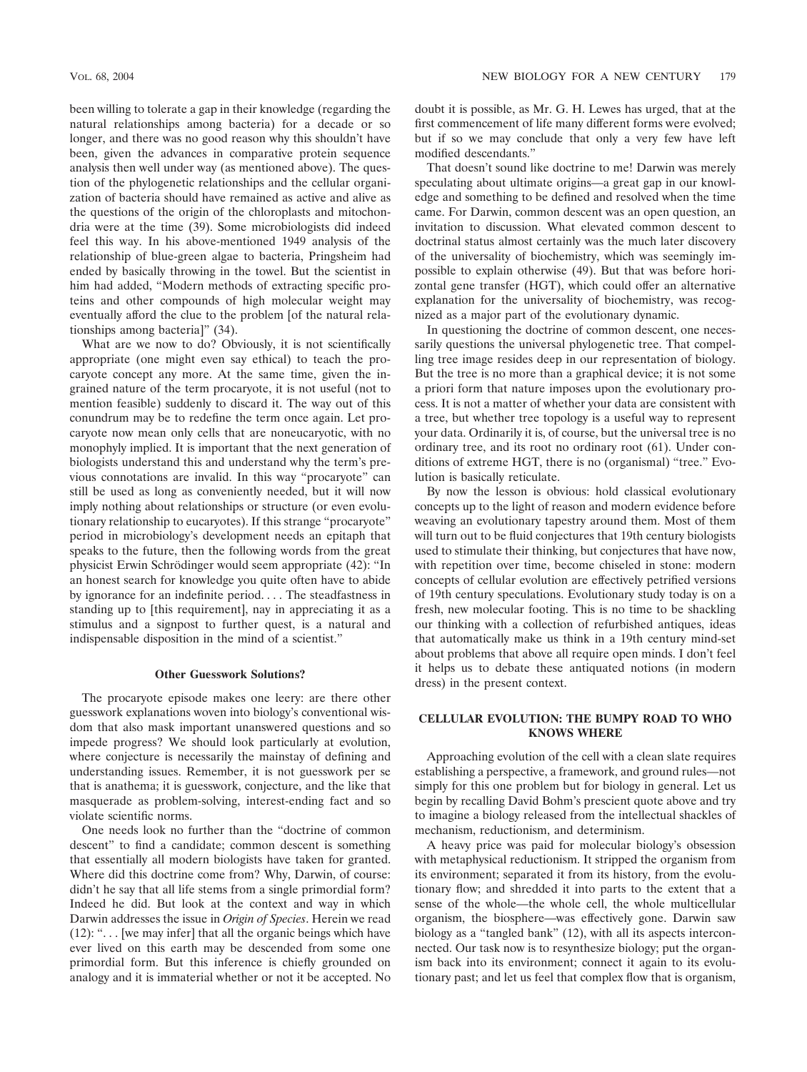been willing to tolerate a gap in their knowledge (regarding the natural relationships among bacteria) for a decade or so longer, and there was no good reason why this shouldn't have been, given the advances in comparative protein sequence analysis then well under way (as mentioned above). The question of the phylogenetic relationships and the cellular organization of bacteria should have remained as active and alive as the questions of the origin of the chloroplasts and mitochondria were at the time (39). Some microbiologists did indeed feel this way. In his above-mentioned 1949 analysis of the relationship of blue-green algae to bacteria, Pringsheim had ended by basically throwing in the towel. But the scientist in him had added, "Modern methods of extracting specific proteins and other compounds of high molecular weight may eventually afford the clue to the problem [of the natural relationships among bacteria]" (34).

What are we now to do? Obviously, it is not scientifically appropriate (one might even say ethical) to teach the procaryote concept any more. At the same time, given the ingrained nature of the term procaryote, it is not useful (not to mention feasible) suddenly to discard it. The way out of this conundrum may be to redefine the term once again. Let procaryote now mean only cells that are noneucaryotic, with no monophyly implied. It is important that the next generation of biologists understand this and understand why the term's previous connotations are invalid. In this way "procaryote" can still be used as long as conveniently needed, but it will now imply nothing about relationships or structure (or even evolutionary relationship to eucaryotes). If this strange "procaryote" period in microbiology's development needs an epitaph that speaks to the future, then the following words from the great physicist Erwin Schrödinger would seem appropriate (42): "In an honest search for knowledge you quite often have to abide by ignorance for an indefinite period. . . . The steadfastness in standing up to [this requirement], nay in appreciating it as a stimulus and a signpost to further quest, is a natural and indispensable disposition in the mind of a scientist."

### Other Guesswork Solutions?

The procaryote episode makes one leery: are there other guesswork explanations woven into biology's conventional wisdom that also mask important unanswered questions and so impede progress? We should look particularly at evolution, where conjecture is necessarily the mainstay of defining and understanding issues. Remember, it is not guesswork per se that is anathema; it is guesswork, conjecture, and the like that masquerade as problem-solving, interest-ending fact and so violate scientific norms.

One needs look no further than the "doctrine of common descent" to find a candidate; common descent is something that essentially all modern biologists have taken for granted. Where did this doctrine come from? Why, Darwin, of course: didn't he say that all life stems from a single primordial form? Indeed he did. But look at the context and way in which Darwin addresses the issue in *Origin of Species*. Herein we read (12): ". . . [we may infer] that all the organic beings which have ever lived on this earth may be descended from some one primordial form. But this inference is chiefly grounded on analogy and it is immaterial whether or not it be accepted. No doubt it is possible, as Mr. G. H. Lewes has urged, that at the first commencement of life many different forms were evolved; but if so we may conclude that only a very few have left modified descendants."

That doesn't sound like doctrine to me! Darwin was merely speculating about ultimate origins—a great gap in our knowledge and something to be defined and resolved when the time came. For Darwin, common descent was an open question, an invitation to discussion. What elevated common descent to doctrinal status almost certainly was the much later discovery of the universality of biochemistry, which was seemingly impossible to explain otherwise (49). But that was before horizontal gene transfer (HGT), which could offer an alternative explanation for the universality of biochemistry, was recognized as a major part of the evolutionary dynamic.

In questioning the doctrine of common descent, one necessarily questions the universal phylogenetic tree. That compelling tree image resides deep in our representation of biology. But the tree is no more than a graphical device; it is not some a priori form that nature imposes upon the evolutionary process. It is not a matter of whether your data are consistent with a tree, but whether tree topology is a useful way to represent your data. Ordinarily it is, of course, but the universal tree is no ordinary tree, and its root no ordinary root (61). Under conditions of extreme HGT, there is no (organismal) "tree." Evolution is basically reticulate.

By now the lesson is obvious: hold classical evolutionary concepts up to the light of reason and modern evidence before weaving an evolutionary tapestry around them. Most of them will turn out to be fluid conjectures that 19th century biologists used to stimulate their thinking, but conjectures that have now, with repetition over time, become chiseled in stone: modern concepts of cellular evolution are effectively petrified versions of 19th century speculations. Evolutionary study today is on a fresh, new molecular footing. This is no time to be shackling our thinking with a collection of refurbished antiques, ideas that automatically make us think in a 19th century mind-set about problems that above all require open minds. I don't feel it helps us to debate these antiquated notions (in modern dress) in the present context.

## CELLULAR EVOLUTION: THE BUMPY ROAD TO WHO KNOWS WHERE

Approaching evolution of the cell with a clean slate requires establishing a perspective, a framework, and ground rules—not simply for this one problem but for biology in general. Let us begin by recalling David Bohm's prescient quote above and try to imagine a biology released from the intellectual shackles of mechanism, reductionism, and determinism.

A heavy price was paid for molecular biology's obsession with metaphysical reductionism. It stripped the organism from its environment; separated it from its history, from the evolutionary flow; and shredded it into parts to the extent that a sense of the whole—the whole cell, the whole multicellular organism, the biosphere—was effectively gone. Darwin saw biology as a "tangled bank" (12), with all its aspects interconnected. Our task now is to resynthesize biology; put the organism back into its environment; connect it again to its evolutionary past; and let us feel that complex flow that is organism,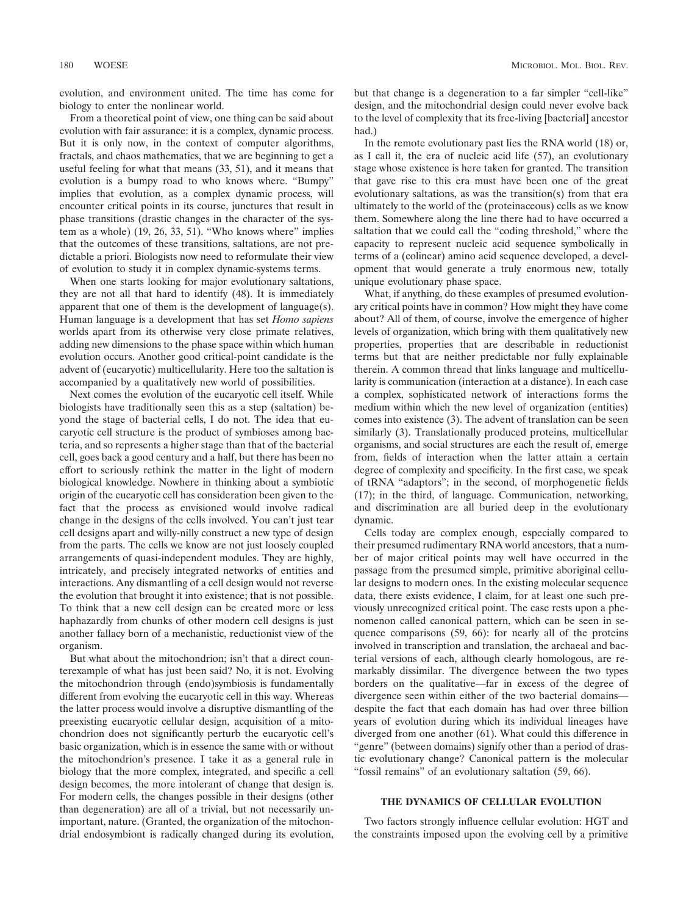evolution, and environment united. The time has come for biology to enter the nonlinear world.

From a theoretical point of view, one thing can be said about evolution with fair assurance: it is a complex, dynamic process. But it is only now, in the context of computer algorithms, fractals, and chaos mathematics, that we are beginning to get a useful feeling for what that means (33, 51), and it means that evolution is a bumpy road to who knows where. "Bumpy" implies that evolution, as a complex dynamic process, will encounter critical points in its course, junctures that result in phase transitions (drastic changes in the character of the system as a whole) (19, 26, 33, 51). "Who knows where" implies that the outcomes of these transitions, saltations, are not predictable a priori. Biologists now need to reformulate their view of evolution to study it in complex dynamic-systems terms.

When one starts looking for major evolutionary saltations, they are not all that hard to identify (48). It is immediately apparent that one of them is the development of language(s). Human language is a development that has set *Homo sapiens* worlds apart from its otherwise very close primate relatives, adding new dimensions to the phase space within which human evolution occurs. Another good critical-point candidate is the advent of (eucaryotic) multicellularity. Here too the saltation is accompanied by a qualitatively new world of possibilities.

Next comes the evolution of the eucaryotic cell itself. While biologists have traditionally seen this as a step (saltation) beyond the stage of bacterial cells, I do not. The idea that eucaryotic cell structure is the product of symbioses among bacteria, and so represents a higher stage than that of the bacterial cell, goes back a good century and a half, but there has been no effort to seriously rethink the matter in the light of modern biological knowledge. Nowhere in thinking about a symbiotic origin of the eucaryotic cell has consideration been given to the fact that the process as envisioned would involve radical change in the designs of the cells involved. You can't just tear cell designs apart and willy-nilly construct a new type of design from the parts. The cells we know are not just loosely coupled arrangements of quasi-independent modules. They are highly, intricately, and precisely integrated networks of entities and interactions. Any dismantling of a cell design would not reverse the evolution that brought it into existence; that is not possible. To think that a new cell design can be created more or less haphazardly from chunks of other modern cell designs is just another fallacy born of a mechanistic, reductionist view of the organism.

But what about the mitochondrion; isn't that a direct counterexample of what has just been said? No, it is not. Evolving the mitochondrion through (endo)symbiosis is fundamentally different from evolving the eucaryotic cell in this way. Whereas the latter process would involve a disruptive dismantling of the preexisting eucaryotic cellular design, acquisition of a mitochondrion does not significantly perturb the eucaryotic cell's basic organization, which is in essence the same with or without the mitochondrion's presence. I take it as a general rule in biology that the more complex, integrated, and specific a cell design becomes, the more intolerant of change that design is. For modern cells, the changes possible in their designs (other than degeneration) are all of a trivial, but not necessarily unimportant, nature. (Granted, the organization of the mitochondrial endosymbiont is radically changed during its evolution, but that change is a degeneration to a far simpler "cell-like" design, and the mitochondrial design could never evolve back to the level of complexity that its free-living [bacterial] ancestor had.)

In the remote evolutionary past lies the RNA world (18) or, as I call it, the era of nucleic acid life (57), an evolutionary stage whose existence is here taken for granted. The transition that gave rise to this era must have been one of the great evolutionary saltations, as was the transition(s) from that era ultimately to the world of the (proteinaceous) cells as we know them. Somewhere along the line there had to have occurred a saltation that we could call the "coding threshold," where the capacity to represent nucleic acid sequence symbolically in terms of a (colinear) amino acid sequence developed, a development that would generate a truly enormous new, totally unique evolutionary phase space.

What, if anything, do these examples of presumed evolutionary critical points have in common? How might they have come about? All of them, of course, involve the emergence of higher levels of organization, which bring with them qualitatively new properties, properties that are describable in reductionist terms but that are neither predictable nor fully explainable therein. A common thread that links language and multicellularity is communication (interaction at a distance). In each case a complex, sophisticated network of interactions forms the medium within which the new level of organization (entities) comes into existence (3). The advent of translation can be seen similarly (3). Translationally produced proteins, multicellular organisms, and social structures are each the result of, emerge from, fields of interaction when the latter attain a certain degree of complexity and specificity. In the first case, we speak of tRNA "adaptors"; in the second, of morphogenetic fields (17); in the third, of language. Communication, networking, and discrimination are all buried deep in the evolutionary dynamic.

Cells today are complex enough, especially compared to their presumed rudimentary RNA world ancestors, that a number of major critical points may well have occurred in the passage from the presumed simple, primitive aboriginal cellular designs to modern ones. In the existing molecular sequence data, there exists evidence, I claim, for at least one such previously unrecognized critical point. The case rests upon a phenomenon called canonical pattern, which can be seen in sequence comparisons (59, 66): for nearly all of the proteins involved in transcription and translation, the archaeal and bacterial versions of each, although clearly homologous, are remarkably dissimilar. The divergence between the two types borders on the qualitative—far in excess of the degree of divergence seen within either of the two bacterial domains—despite the fact that each domain has had over three billion years of evolution during which its individual lineages have diverged from one another (61). What could this difference in "genre" (between domains) signify other than a period of drastic evolutionary change? Canonical pattern is the molecular "fossil remains" of an evolutionary saltation (59, 66).

## THE DYNAMICS OF CELLULAR EVOLUTION

Two factors strongly influence cellular evolution: HGT and the constraints imposed upon the evolving cell by a primitive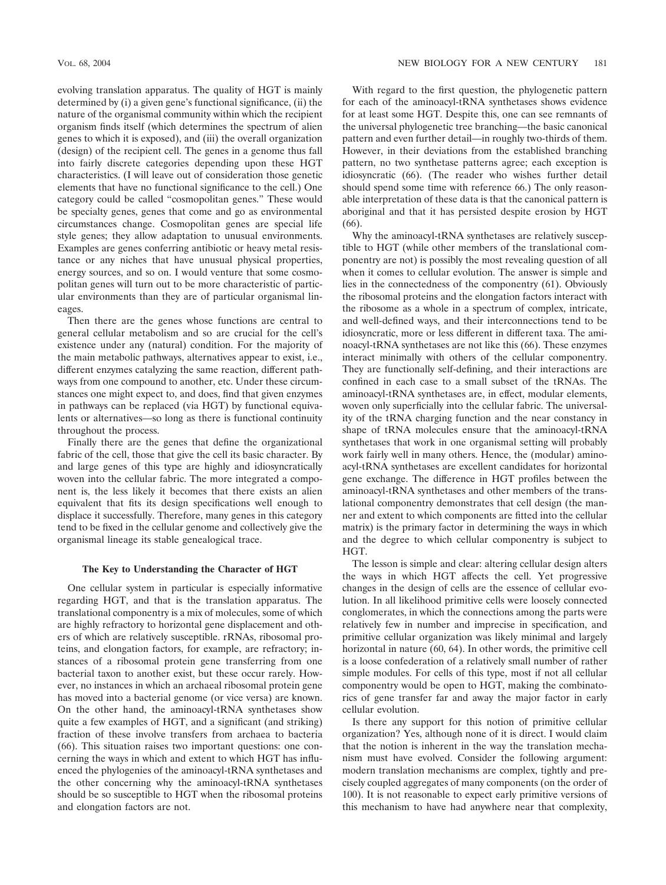evolving translation apparatus. The quality of HGT is mainly determined by (i) a given gene's functional significance, (ii) the nature of the organismal community within which the recipient organism finds itself (which determines the spectrum of alien genes to which it is exposed), and (iii) the overall organization (design) of the recipient cell. The genes in a genome thus fall into fairly discrete categories depending upon these HGT characteristics. (I will leave out of consideration those genetic elements that have no functional significance to the cell.) One category could be called "cosmopolitan genes." These would be specialty genes, genes that come and go as environmental circumstances change. Cosmopolitan genes are special life style genes; they allow adaptation to unusual environments. Examples are genes conferring antibiotic or heavy metal resistance or any niches that have unusual physical properties, energy sources, and so on. I would venture that some cosmopolitan genes will turn out to be more characteristic of particular environments than they are of particular organismal lineages.

Then there are the genes whose functions are central to general cellular metabolism and so are crucial for the cell's existence under any (natural) condition. For the majority of the main metabolic pathways, alternatives appear to exist, i.e., different enzymes catalyzing the same reaction, different pathways from one compound to another, etc. Under these circumstances one might expect to, and does, find that given enzymes in pathways can be replaced (via HGT) by functional equivalents or alternatives—so long as there is functional continuity throughout the process.

Finally there are the genes that define the organizational fabric of the cell, those that give the cell its basic character. By and large genes of this type are highly and idiosyncratically woven into the cellular fabric. The more integrated a component is, the less likely it becomes that there exists an alien equivalent that fits its design specifications well enough to displace it successfully. Therefore, many genes in this category tend to be fixed in the cellular genome and collectively give the organismal lineage its stable genealogical trace.

## The Key to Understanding the Character of HGT

One cellular system in particular is especially informative regarding HGT, and that is the translation apparatus. The translational componentry is a mix of molecules, some of which are highly refractory to horizontal gene displacement and others of which are relatively susceptible. rRNAs, ribosomal proteins, and elongation factors, for example, are refractory; instances of a ribosomal protein gene transferring from one bacterial taxon to another exist, but these occur rarely. However, no instances in which an archaeal ribosomal protein gene has moved into a bacterial genome (or vice versa) are known. On the other hand, the aminoacyl-tRNA synthetases show quite a few examples of HGT, and a significant (and striking) fraction of these involve transfers from archaea to bacteria (66). This situation raises two important questions: one concerning the ways in which and extent to which HGT has influenced the phylogenies of the aminoacyl-tRNA synthetases and the other concerning why the aminoacyl-tRNA synthetases should be so susceptible to HGT when the ribosomal proteins and elongation factors are not.

With regard to the first question, the phylogenetic pattern for each of the aminoacyl-tRNA synthetases shows evidence for at least some HGT. Despite this, one can see remnants of the universal phylogenetic tree branching—the basic canonical pattern and even further detail—in roughly two-thirds of them. However, in their deviations from the established branching pattern, no two synthetase patterns agree; each exception is idiosyncratic (66). (The reader who wishes further detail should spend some time with reference 66.) The only reasonable interpretation of these data is that the canonical pattern is aboriginal and that it has persisted despite erosion by HGT (66).

Why the aminoacyl-tRNA synthetases are relatively susceptible to HGT (while other members of the translational componentry are not) is possibly the most revealing question of all when it comes to cellular evolution. The answer is simple and lies in the connectedness of the componentry (61). Obviously the ribosomal proteins and the elongation factors interact with the ribosome as a whole in a spectrum of complex, intricate, and well-defined ways, and their interconnections tend to be idiosyncratic, more or less different in different taxa. The aminoacyl-tRNA synthetases are not like this (66). These enzymes interact minimally with others of the cellular componentry. They are functionally self-defining, and their interactions are confined in each case to a small subset of the tRNAs. The aminoacyl-tRNA synthetases are, in effect, modular elements, woven only superficially into the cellular fabric. The universality of the tRNA charging function and the near constancy in shape of tRNA molecules ensure that the aminoacyl-tRNA synthetases that work in one organismal setting will probably work fairly well in many others. Hence, the (modular) aminoacyl-tRNA synthetases are excellent candidates for horizontal gene exchange. The difference in HGT profiles between the aminoacyl-tRNA synthetases and other members of the translational componentry demonstrates that cell design (the manner and extent to which components are fitted into the cellular matrix) is the primary factor in determining the ways in which and the degree to which cellular componentry is subject to HGT.

The lesson is simple and clear: altering cellular design alters the ways in which HGT affects the cell. Yet progressive changes in the design of cells are the essence of cellular evolution. In all likelihood primitive cells were loosely connected conglomerates, in which the connections among the parts were relatively few in number and imprecise in specification, and primitive cellular organization was likely minimal and largely horizontal in nature (60, 64). In other words, the primitive cell is a loose confederation of a relatively small number of rather simple modules. For cells of this type, most if not all cellular componentry would be open to HGT, making the combinatorics of gene transfer far and away the major factor in early cellular evolution.

Is there any support for this notion of primitive cellular organization? Yes, although none of it is direct. I would claim that the notion is inherent in the way the translation mechanism must have evolved. Consider the following argument: modern translation mechanisms are complex, tightly and precisely coupled aggregates of many components (on the order of 100). It is not reasonable to expect early primitive versions of this mechanism to have had anywhere near that complexity,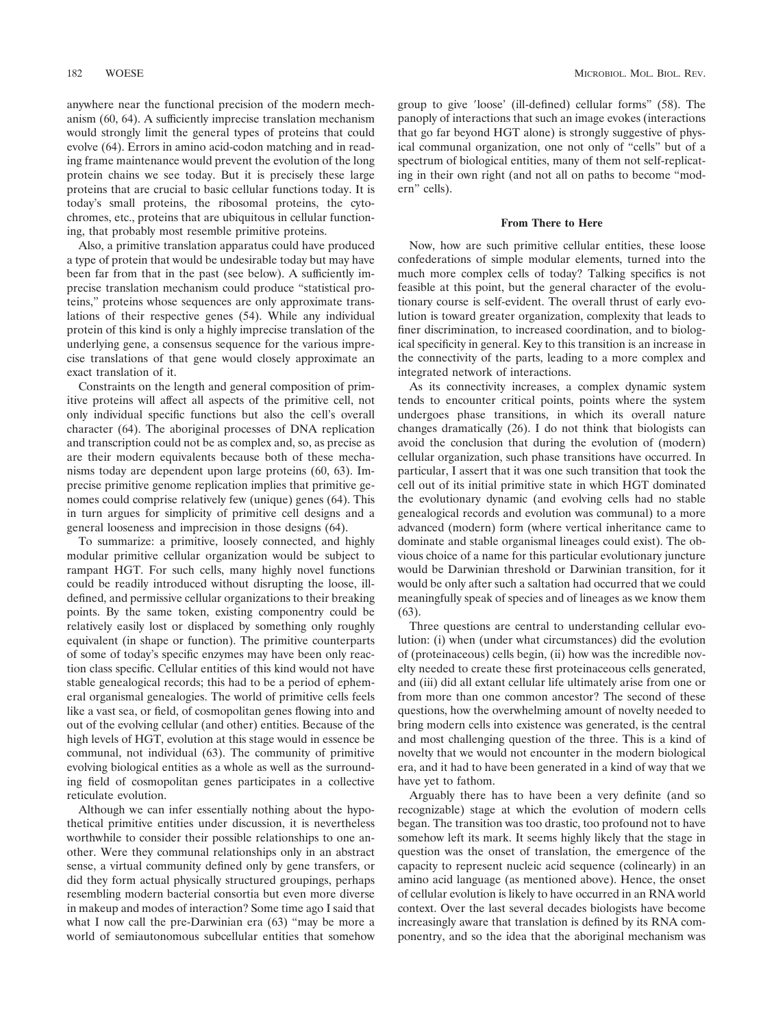anywhere near the functional precision of the modern mechanism (60, 64). A sufficiently imprecise translation mechanism would strongly limit the general types of proteins that could evolve (64). Errors in amino acid-codon matching and in reading frame maintenance would prevent the evolution of the long protein chains we see today. But it is precisely these large proteins that are crucial to basic cellular functions today. It is today's small proteins, the ribosomal proteins, the cytochromes, etc., proteins that are ubiquitous in cellular functioning, that probably most resemble primitive proteins.

Also, a primitive translation apparatus could have produced a type of protein that would be undesirable today but may have been far from that in the past (see below). A sufficiently imprecise translation mechanism could produce "statistical proteins," proteins whose sequences are only approximate translations of their respective genes (54). While any individual protein of this kind is only a highly imprecise translation of the underlying gene, a consensus sequence for the various imprecise translations of that gene would closely approximate an exact translation of it.

Constraints on the length and general composition of primitive proteins will affect all aspects of the primitive cell, not only individual specific functions but also the cell's overall character (64). The aboriginal processes of DNA replication and transcription could not be as complex and, so, as precise as are their modern equivalents because both of these mechanisms today are dependent upon large proteins (60, 63). Imprecise primitive genome replication implies that primitive genomes could comprise relatively few (unique) genes (64). This in turn argues for simplicity of primitive cell designs and a general looseness and imprecision in those designs (64).

To summarize: a primitive, loosely connected, and highly modular primitive cellular organization would be subject to rampant HGT. For such cells, many highly novel functions could be readily introduced without disrupting the loose, ill-defined, and permissive cellular organizations to their breaking points. By the same token, existing componentry could be relatively easily lost or displaced by something only roughly equivalent (in shape or function). The primitive counterparts of some of today's specific enzymes may have been only reaction class specific. Cellular entities of this kind would not have stable genealogical records; this had to be a period of ephemeral organismal genealogies. The world of primitive cells feels like a vast sea, or field, of cosmopolitan genes flowing into and out of the evolving cellular (and other) entities. Because of the high levels of HGT, evolution at this stage would in essence be communal, not individual (63). The community of primitive evolving biological entities as a whole as well as the surrounding field of cosmopolitan genes participates in a collective reticulate evolution.

Although we can infer essentially nothing about the hypothetical primitive entities under discussion, it is nevertheless worthwhile to consider their possible relationships to one another. Were they communal relationships only in an abstract sense, a virtual community defined only by gene transfers, or did they form actual physically structured groupings, perhaps resembling modern bacterial consortia but even more diverse in makeup and modes of interaction? Some time ago I said that what I now call the pre-Darwinian era (63) "may be more a world of semiautonomous subcellular entities that somehow group to give 'loose' (ill-defined) cellular forms" (58). The panoply of interactions that such an image evokes (interactions that go far beyond HGT alone) is strongly suggestive of physical communal organization, one not only of "cells" but of a spectrum of biological entities, many of them not self-replicating in their own right (and not all on paths to become "modern" cells).

### From There to Here

Now, how are such primitive cellular entities, these loose confederations of simple modular elements, turned into the much more complex cells of today? Talking specifics is not feasible at this point, but the general character of the evolutionary course is self-evident. The overall thrust of early evolution is toward greater organization, complexity that leads to finer discrimination, to increased coordination, and to biological specificity in general. Key to this transition is an increase in the connectivity of the parts, leading to a more complex and integrated network of interactions.

As its connectivity increases, a complex dynamic system tends to encounter critical points, points where the system undergoes phase transitions, in which its overall nature changes dramatically (26). I do not think that biologists can avoid the conclusion that during the evolution of (modern) cellular organization, such phase transitions have occurred. In particular, I assert that it was one such transition that took the cell out of its initial primitive state in which HGT dominated the evolutionary dynamic (and evolving cells had no stable genealogical records and evolution was communal) to a more advanced (modern) form (where vertical inheritance came to dominate and stable organismal lineages could exist). The obvious choice of a name for this particular evolutionary juncture would be Darwinian threshold or Darwinian transition, for it would be only after such a saltation had occurred that we could meaningfully speak of species and of lineages as we know them (63).

Three questions are central to understanding cellular evolution: (i) when (under what circumstances) did the evolution of (proteinaceous) cells begin, (ii) how was the incredible novelty needed to create these first proteinaceous cells generated, and (iii) did all extant cellular life ultimately arise from one or from more than one common ancestor? The second of these questions, how the overwhelming amount of novelty needed to bring modern cells into existence was generated, is the central and most challenging question of the three. This is a kind of novelty that we would not encounter in the modern biological era, and it had to have been generated in a kind of way that we have yet to fathom.

Arguably there has to have been a very definite (and so recognizable) stage at which the evolution of modern cells began. The transition was too drastic, too profound not to have somehow left its mark. It seems highly likely that the stage in question was the onset of translation, the emergence of the capacity to represent nucleic acid sequence (colinearly) in an amino acid language (as mentioned above). Hence, the onset of cellular evolution is likely to have occurred in an RNA world context. Over the last several decades biologists have become increasingly aware that translation is defined by its RNA componentry, and so the idea that the aboriginal mechanism was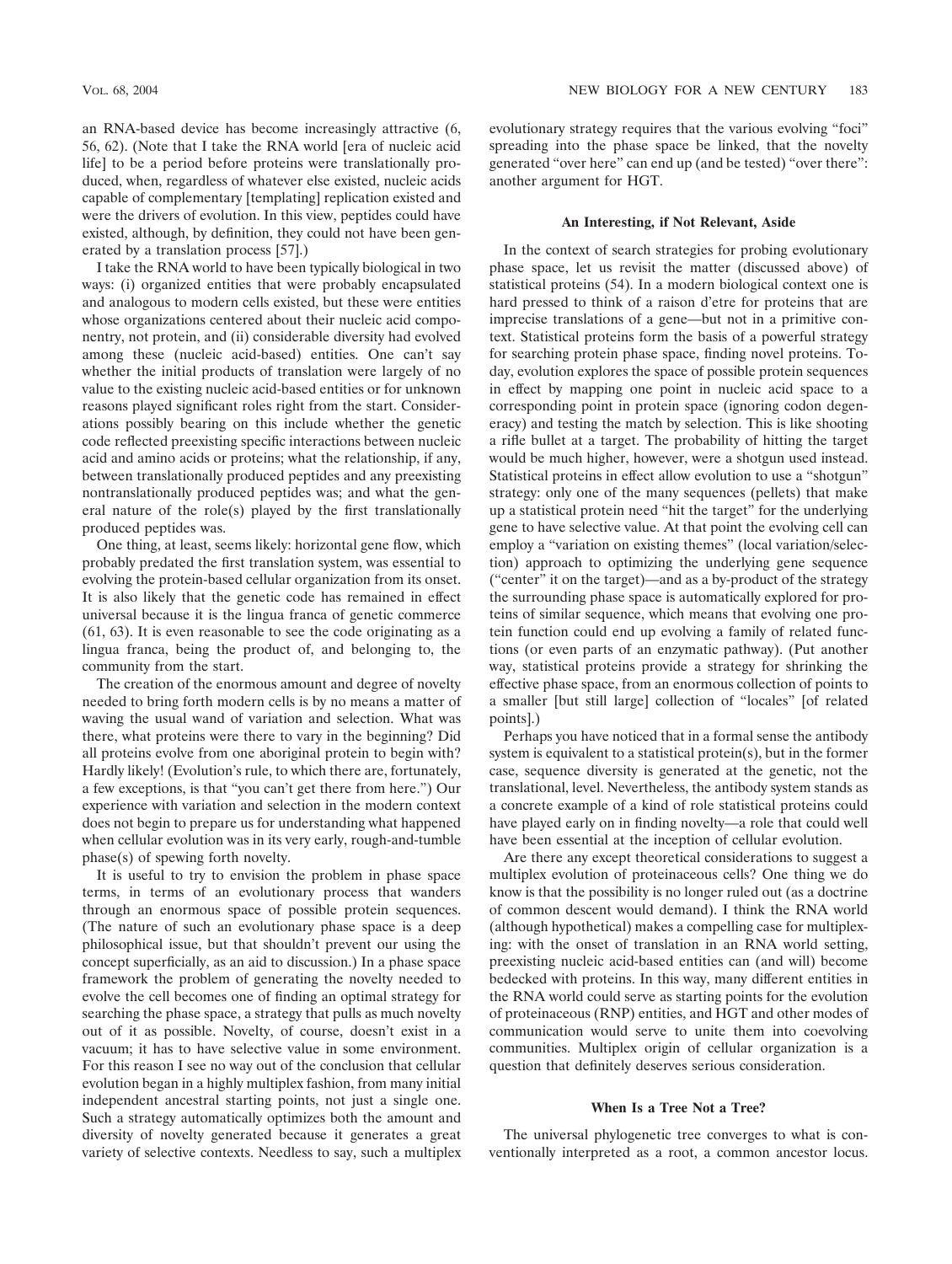an RNA-based device has become increasingly attractive (6, 56, 62). (Note that I take the RNA world [era of nucleic acid life] to be a period before proteins were translationally produced, when, regardless of whatever else existed, nucleic acids capable of complementary [templating] replication existed and were the drivers of evolution. In this view, peptides could have existed, although, by definition, they could not have been generated by a translation process [57].)

I take the RNA world to have been typically biological in two ways: (i) organized entities that were probably encapsulated and analogous to modern cells existed, but these were entities whose organizations centered about their nucleic acid componentry, not protein, and (ii) considerable diversity had evolved among these (nucleic acid-based) entities. One can't say whether the initial products of translation were largely of no value to the existing nucleic acid-based entities or for unknown reasons played significant roles right from the start. Considerations possibly bearing on this include whether the genetic code reflected preexisting specific interactions between nucleic acid and amino acids or proteins; what the relationship, if any, between translationally produced peptides and any preexisting nontranslationally produced peptides was; and what the general nature of the role(s) played by the first translationally produced peptides was.

One thing, at least, seems likely: horizontal gene flow, which probably predated the first translation system, was essential to evolving the protein-based cellular organization from its onset. It is also likely that the genetic code has remained in effect universal because it is the lingua franca of genetic commerce (61, 63). It is even reasonable to see the code originating as a lingua franca, being the product of, and belonging to, the community from the start.

The creation of the enormous amount and degree of novelty needed to bring forth modern cells is by no means a matter of waving the usual wand of variation and selection. What was there, what proteins were there to vary in the beginning? Did all proteins evolve from one aboriginal protein to begin with? Hardly likely! (Evolution's rule, to which there are, fortunately, a few exceptions, is that "you can't get there from here.") Our experience with variation and selection in the modern context does not begin to prepare us for understanding what happened when cellular evolution was in its very early, rough-and-tumble phase(s) of spewing forth novelty.

It is useful to try to envision the problem in phase space terms, in terms of an evolutionary process that wanders through an enormous space of possible protein sequences. (The nature of such an evolutionary phase space is a deep philosophical issue, but that shouldn't prevent our using the concept superficially, as an aid to discussion.) In a phase space framework the problem of generating the novelty needed to evolve the cell becomes one of finding an optimal strategy for searching the phase space, a strategy that pulls as much novelty out of it as possible. Novelty, of course, doesn't exist in a vacuum; it has to have selective value in some environment. For this reason I see no way out of the conclusion that cellular evolution began in a highly multiplex fashion, from many initial independent ancestral starting points, not just a single one. Such a strategy automatically optimizes both the amount and diversity of novelty generated because it generates a great variety of selective contexts. Needless to say, such a multiplex evolutionary strategy requires that the various evolving "foci" spreading into the phase space be linked, that the novelty generated "over here" can end up (and be tested) "over there": another argument for HGT.

### An Interesting, if Not Relevant, Aside

In the context of search strategies for probing evolutionary phase space, let us revisit the matter (discussed above) of statistical proteins (54). In a modern biological context one is hard pressed to think of a raison d'etre for proteins that are imprecise translations of a gene—but not in a primitive context. Statistical proteins form the basis of a powerful strategy for searching protein phase space, finding novel proteins. Today, evolution explores the space of possible protein sequences in effect by mapping one point in nucleic acid space to a corresponding point in protein space (ignoring codon degeneracy) and testing the match by selection. This is like shooting a rifle bullet at a target. The probability of hitting the target would be much higher, however, were a shotgun used instead. Statistical proteins in effect allow evolution to use a "shotgun" strategy: only one of the many sequences (pellets) that make up a statistical protein need "hit the target" for the underlying gene to have selective value. At that point the evolving cell can employ a "variation on existing themes" (local variation/selection) approach to optimizing the underlying gene sequence ("center" it on the target)—and as a by-product of the strategy the surrounding phase space is automatically explored for proteins of similar sequence, which means that evolving one protein function could end up evolving a family of related functions (or even parts of an enzymatic pathway). (Put another way, statistical proteins provide a strategy for shrinking the effective phase space, from an enormous collection of points to a smaller [but still large] collection of "locales" [of related points].)

Perhaps you have noticed that in a formal sense the antibody system is equivalent to a statistical protein(s), but in the former case, sequence diversity is generated at the genetic, not the translational, level. Nevertheless, the antibody system stands as a concrete example of a kind of role statistical proteins could have played early on in finding novelty—a role that could well have been essential at the inception of cellular evolution.

Are there any except theoretical considerations to suggest a multiplex evolution of proteinaceous cells? One thing we do know is that the possibility is no longer ruled out (as a doctrine of common descent would demand). I think the RNA world (although hypothetical) makes a compelling case for multiplexing: with the onset of translation in an RNA world setting, preexisting nucleic acid-based entities can (and will) become bedecked with proteins. In this way, many different entities in the RNA world could serve as starting points for the evolution of proteinaceous (RNP) entities, and HGT and other modes of communication would serve to unite them into coevolving communities. Multiplex origin of cellular organization is a question that definitely deserves serious consideration.

### When Is a Tree Not a Tree?

The universal phylogenetic tree converges to what is conventionally interpreted as a root, a common ancestor locus.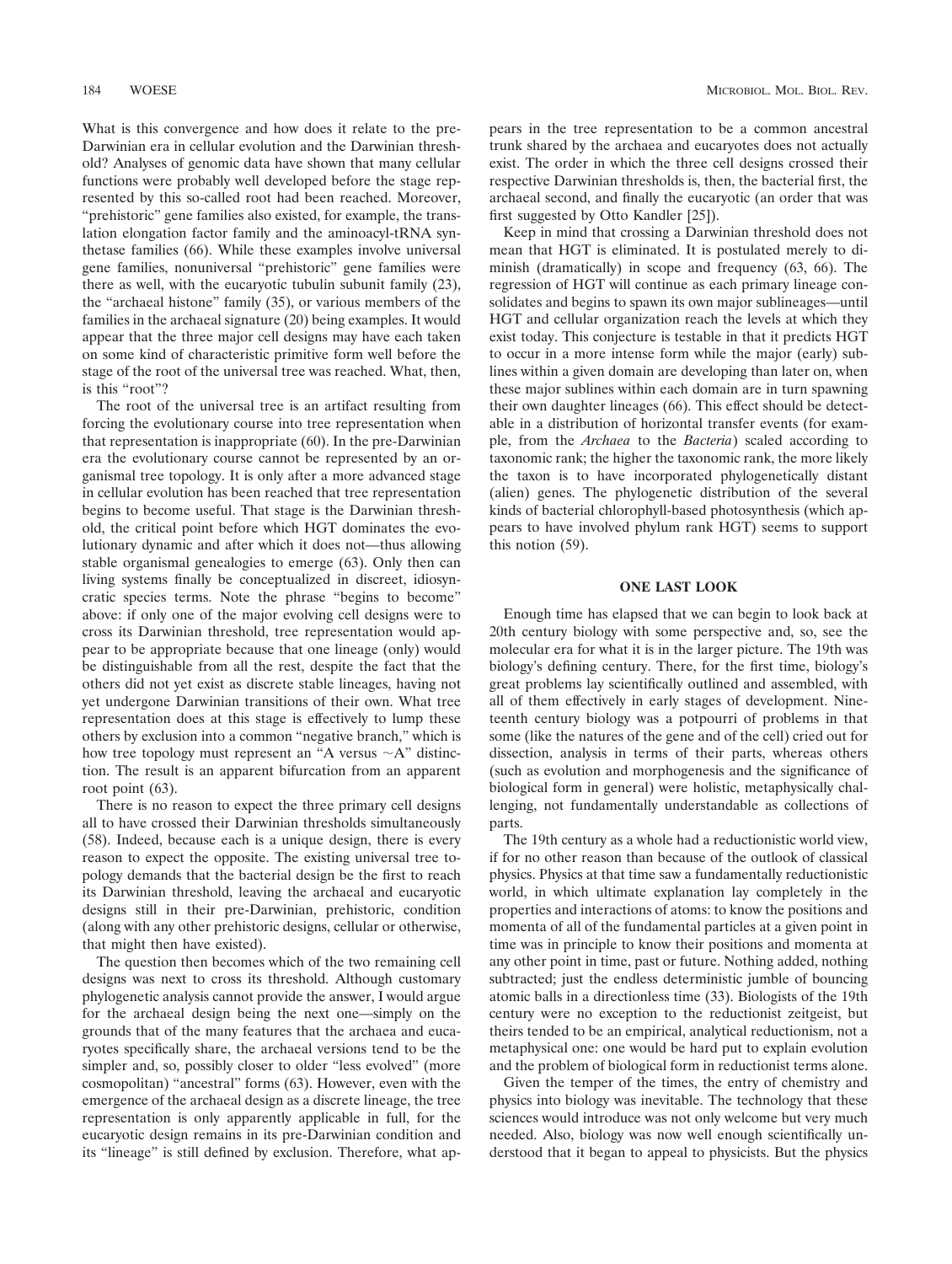What is this convergence and how does it relate to the pre-Darwinian era in cellular evolution and the Darwinian threshold? Analyses of genomic data have shown that many cellular functions were probably well developed before the stage represented by this so-called root had been reached. Moreover, "prehistoric" gene families also existed, for example, the translation elongation factor family and the aminoacyl-tRNA synthetase families (66). While these examples involve universal gene families, nonuniversal "prehistoric" gene families were there as well, with the eucaryotic tubulin subunit family (23), the "archaeal histone" family (35), or various members of the families in the archaeal signature (20) being examples. It would appear that the three major cell designs may have each taken on some kind of characteristic primitive form well before the stage of the root of the universal tree was reached. What, then, is this "root"?

The root of the universal tree is an artifact resulting from forcing the evolutionary course into tree representation when that representation is inappropriate (60). In the pre-Darwinian era the evolutionary course cannot be represented by an organismal tree topology. It is only after a more advanced stage in cellular evolution has been reached that tree representation begins to become useful. That stage is the Darwinian threshold, the critical point before which HGT dominates the evolutionary dynamic and after which it does not—thus allowing stable organismal genealogies to emerge (63). Only then can living systems finally be conceptualized in discreet, idiosyncratic species terms. Note the phrase "begins to become" above: if only one of the major evolving cell designs were to cross its Darwinian threshold, tree representation would appear to be appropriate because that one lineage (only) would be distinguishable from all the rest, despite the fact that the others did not yet exist as discrete stable lineages, having not yet undergone Darwinian transitions of their own. What tree representation does at this stage is effectively to lump these others by exclusion into a common "negative branch," which is how tree topology must represent an "A versus ~A" distinction. The result is an apparent bifurcation from an apparent root point (63).

There is no reason to expect the three primary cell designs all to have crossed their Darwinian thresholds simultaneously (58). Indeed, because each is a unique design, there is every reason to expect the opposite. The existing universal tree topology demands that the bacterial design be the first to reach its Darwinian threshold, leaving the archaeal and eucaryotic designs still in their pre-Darwinian, prehistoric, condition (along with any other prehistoric designs, cellular or otherwise, that might then have existed).

The question then becomes which of the two remaining cell designs was next to cross its threshold. Although customary phylogenetic analysis cannot provide the answer, I would argue for the archaeal design being the next one—simply on the grounds that of the many features that the archaea and eucaryotes specifically share, the archaeal versions tend to be the simpler and, so, possibly closer to older "less evolved" (more cosmopolitan) "ancestral" forms (63). However, even with the emergence of the archaeal design as a discrete lineage, the tree representation is only apparently applicable in full, for the eucaryotic design remains in its pre-Darwinian condition and its "lineage" is still defined by exclusion. Therefore, what appears in the tree representation to be a common ancestral trunk shared by the archaea and eucaryotes does not actually exist. The order in which the three cell designs crossed their respective Darwinian thresholds is, then, the bacterial first, the archaeal second, and finally the eucaryotic (an order that was first suggested by Otto Kandler [25]).

Keep in mind that crossing a Darwinian threshold does not mean that HGT is eliminated. It is postulated merely to diminish (dramatically) in scope and frequency (63, 66). The regression of HGT will continue as each primary lineage consolidates and begins to spawn its own major sublineages—until HGT and cellular organization reach the levels at which they exist today. This conjecture is testable in that it predicts HGT to occur in a more intense form while the major (early) sublines within a given domain are developing than later on, when these major sublines within each domain are in turn spawning their own daughter lineages (66). This effect should be detectable in a distribution of horizontal transfer events (for example, from the *Archaea* to the *Bacteria*) scaled according to taxonomic rank; the higher the taxonomic rank, the more likely the taxon is to have incorporated phylogenetically distant (alien) genes. The phylogenetic distribution of the several kinds of bacterial chlorophyll-based photosynthesis (which appears to have involved phylum rank HGT) seems to support this notion (59).

## ONE LAST LOOK

Enough time has elapsed that we can begin to look back at 20th century biology with some perspective and, so, see the molecular era for what it is in the larger picture. The 19th was biology's defining century. There, for the first time, biology's great problems lay scientifically outlined and assembled, with all of them effectively in early stages of development. Nineteenth century biology was a potpourri of problems in that some (like the natures of the gene and of the cell) cried out for dissection, analysis in terms of their parts, whereas others (such as evolution and morphogenesis and the significance of biological form in general) were holistic, metaphysically challenging, not fundamentally understandable as collections of parts.

The 19th century as a whole had a reductionistic world view, if for no other reason than because of the outlook of classical physics. Physics at that time saw a fundamentally reductionistic world, in which ultimate explanation lay completely in the properties and interactions of atoms: to know the positions and momenta of all of the fundamental particles at a given point in time was in principle to know their positions and momenta at any other point in time, past or future. Nothing added, nothing subtracted; just the endless deterministic jumble of bouncing atomic balls in a directionless time (33). Biologists of the 19th century were no exception to the reductionist zeitgeist, but theirs tended to be an empirical, analytical reductionism, not a metaphysical one: one would be hard put to explain evolution and the problem of biological form in reductionist terms alone.

Given the temper of the times, the entry of chemistry and physics into biology was inevitable. The technology that these sciences would introduce was not only welcome but very much needed. Also, biology was now well enough scientifically understood that it began to appeal to physicists. But the physics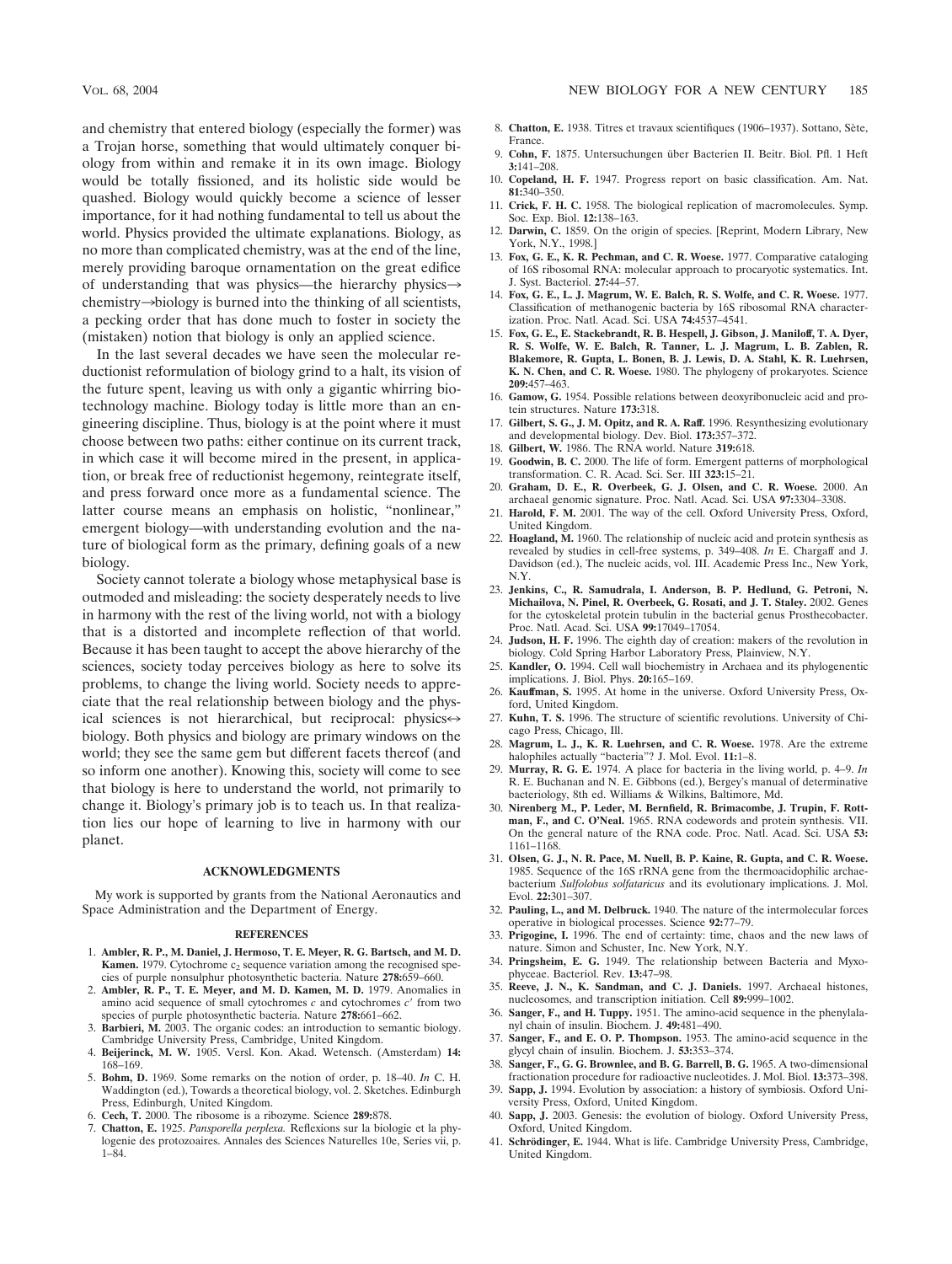and chemistry that entered biology (especially the former) was a Trojan horse, something that would ultimately conquer biology from within and remake it in its own image. Biology would be totally fissioned, and its holistic side would be quashed. Biology would quickly become a science of lesser importance, for it had nothing fundamental to tell us about the world. Physics provided the ultimate explanations. Biology, as no more than complicated chemistry, was at the end of the line, merely providing baroque ornamentation on the great edifice of understanding that was physics—the hierarchy physics→chemistry→biology is burned into the thinking of all scientists, a pecking order that has done much to foster in society the (mistaken) notion that biology is only an applied science.

In the last several decades we have seen the molecular reductionist reformulation of biology grind to a halt, its vision of the future spent, leaving us with only a gigantic whirring biotechnology machine. Biology today is little more than an engineering discipline. Thus, biology is at the point where it must choose between two paths: either continue on its current track, in which case it will become mired in the present, in application, or break free of reductionist hegemony, reintegrate itself, and press forward once more as a fundamental science. The latter course means an emphasis on holistic, "nonlinear," emergent biology—with understanding evolution and the nature of biological form as the primary, defining goals of a new biology.

Society cannot tolerate a biology whose metaphysical base is outmoded and misleading: the society desperately needs to live in harmony with the rest of the living world, not with a biology that is a distorted and incomplete reflection of that world. Because it has been taught to accept the above hierarchy of the sciences, society today perceives biology as here to solve its problems, to change the living world. Society needs to appreciate that the real relationship between biology and the physical sciences is not hierarchical, but reciprocal: physics↔biology. Both physics and biology are primary windows on the world; they see the same gem but different facets thereof (and so inform one another). Knowing this, society will come to see that biology is here to understand the world, not primarily to change it. Biology's primary job is to teach us. In that realization lies our hope of learning to live in harmony with our planet.

## ACKNOWLEDGMENTS

My work is supported by grants from the National Aeronautics and Space Administration and the Department of Energy.

## REFERENCES

1. **Ambler, R. P., M. Daniel, J. Hermoso, T. E. Meyer, R. G. Bartsch, and M. D. Kamen.** 1979. Cytochrome $c_2$ sequence variation among the recognised species of purple nonsulphur photosynthetic bacteria. Nature **278:**659–660.
2. **Ambler, R. P., T. E. Meyer, and M. D. Kamen, M. D.** 1979. Anomalies in amino acid sequence of small cytochromes *c* and cytochromes *c′* from two species of purple photosynthetic bacteria. Nature **278:**661–662.
3. **Barbieri, M.** 2003. The organic codes: an introduction to semantic biology. Cambridge University Press, Cambridge, United Kingdom.
4. **Beijerinck, M. W.** 1905. Versl. Kon. Akad. Wetensch. (Amsterdam) **14:** 168–169.
5. **Bohm, D.** 1969. Some remarks on the notion of order, p. 18–40. *In* C. H. Waddington (ed.), Towards a theoretical biology, vol. 2. Sketches. Edinburgh Press, Edinburgh, United Kingdom.
6. **Cech, T.** 2000. The ribosome is a ribozyme. Science **289:**878.
7. **Chatton, E.** 1925. *Pansporella perplexa.* Reflexions sur la biologie et la phylogenie des protozoaires. Annales des Sciences Naturelles 10e, Series vii, p. 1–84.
8. **Chatton, E.** 1938. Titres et travaux scientifiques (1906–1937). Sottano, Sète, France.
9. **Cohn, F.** 1875. Untersuchungen über Bacterien II. Beitr. Biol. Pfl. 1 Heft **3:**141–208.
10. **Copeland, H. F.** 1947. Progress report on basic classification. Am. Nat. **81:**340–350.
11. **Crick, F. H. C.** 1958. The biological replication of macromolecules. Symp. Soc. Exp. Biol. **12:**138–163.
12. **Darwin, C.** 1859. On the origin of species. [Reprint, Modern Library, New York, N.Y., 1998.]
13. **Fox, G. E., K. R. Pechman, and C. R. Woese.** 1977. Comparative cataloging of 16S ribosomal RNA: molecular approach to procaryotic systematics. Int. J. Syst. Bacteriol. **27:**44–57.
14. **Fox, G. E., L. J. Magrum, W. E. Balch, R. S. Wolfe, and C. R. Woese.** 1977. Classification of methanogenic bacteria by 16S ribosomal RNA characterization. Proc. Natl. Acad. Sci. USA **74:**4537–4541.
15. **Fox, G. E., E. Stackebrandt, R. B. Hespell, J. Gibson, J. Maniloff, T. A. Dyer, R. S. Wolfe, W. E. Balch, R. Tanner, L. J. Magrum, L. B. Zablen, R. Blakemore, R. Gupta, L. Bonen, B. J. Lewis, D. A. Stahl, K. R. Luehrsen, K. N. Chen, and C. R. Woese.** 1980. The phylogeny of prokaryotes. Science **209:**457–463.
16. **Gamow, G.** 1954. Possible relations between deoxyribonucleic acid and protein structures. Nature **173:**318.
17. **Gilbert, S. G., J. M. Opitz, and R. A. Raff.** 1996. Resynthesizing evolutionary and developmental biology. Dev. Biol. **173:**357–372.
18. **Gilbert, W.** 1986. The RNA world. Nature **319:**618.
19. **Goodwin, B. C.** 2000. The life of form. Emergent patterns of morphological transformation. C. R. Acad. Sci. Ser. III **323:**15–21.
20. **Graham, D. E., R. Overbeek, G. J. Olsen, and C. R. Woese.** 2000. An archaeal genomic signature. Proc. Natl. Acad. Sci. USA **97:**3304–3308.
21. **Harold, F. M.** 2001. The way of the cell. Oxford University Press, Oxford, United Kingdom.
22. **Hoagland, M.** 1960. The relationship of nucleic acid and protein synthesis as revealed by studies in cell-free systems, p. 349–408. *In* E. Chargaff and J. Davidson (ed.), The nucleic acids, vol. III. Academic Press Inc., New York, N.Y.
23. **Jenkins, C., R. Samudrala, I. Anderson, B. P. Hedlund, G. Petroni, N. Michailova, N. Pinel, R. Overbeek, G. Rosati, and J. T. Staley.** 2002. Genes for the cytoskeletal protein tubulin in the bacterial genus Prosthecobacter. Proc. Natl. Acad. Sci. USA **99:**17049–17054.
24. **Judson, H. F.** 1996. The eighth day of creation: makers of the revolution in biology. Cold Spring Harbor Laboratory Press, Plainview, N.Y.
25. **Kandler, O.** 1994. Cell wall biochemistry in Archaea and its phylogenetic implications. J. Biol. Phys. **20:**165–169.
26. **Kauffman, S.** 1995. At home in the universe. Oxford University Press, Oxford, United Kingdom.
27. **Kuhn, T. S.** 1996. The structure of scientific revolutions. University of Chicago Press, Chicago, Ill.
28. **Magrum, L. J., K. R. Luehrsen, and C. R. Woese.** 1978. Are the extreme halophiles actually "bacteria"? J. Mol. Evol. **11:**1–8.
29. **Murray, R. G. E.** 1974. A place for bacteria in the living world, p. 4–9. *In* R. E. Buchanan and N. E. Gibbons (ed.), Bergey's manual of determinative bacteriology, 8th ed. Williams & Wilkins, Baltimore, Md.
30. **Nirenberg M., P. Leder, M. Bernfield, R. Brimacombe, J. Trupin, F. Rottman, F., and C. O'Neal.** 1965. RNA codewords and protein synthesis. VII. On the general nature of the RNA code. Proc. Natl. Acad. Sci. USA **53:** 1161–1168.
31. **Olsen, G. J., N. R. Pace, M. Nuell, B. P. Kaine, R. Gupta, and C. R. Woese.** 1985. Sequence of the 16S rRNA gene from the thermoacidophilic archaebacterium *Sulfolobus solfataricus* and its evolutionary implications. J. Mol. Evol. **22:**301–307.
32. **Pauling, L., and M. Delbruck.** 1940. The nature of the intermolecular forces operative in biological processes. Science **92:**77–79.
33. **Prigogine, I.** 1996. The end of certainty: time, chaos and the new laws of nature. Simon and Schuster, Inc. New York, N.Y.
34. **Pringsheim, E. G.** 1949. The relationship between Bacteria and Myxophyceae. Bacteriol. Rev. **13:**47–98.
35. **Reeve, J. N., K. Sandman, and C. J. Daniels.** 1997. Archaeal histones, nucleosomes, and transcription initiation. Cell **89:**999–1002.
36. **Sanger, F., and H. Tuppy.** 1951. The amino-acid sequence in the phenylalanyl chain of insulin. Biochem. J. **49:**481–490.
37. **Sanger, F., and E. O. P. Thompson.** 1953. The amino-acid sequence in the glycyl chain of insulin. Biochem. J. **53:**353–374.
38. **Sanger, F., G. G. Brownlee, and B. G. Barrell, B. G.** 1965. A two-dimensional fractionation procedure for radioactive nucleotides. J. Mol. Biol. **13:**373–398.
39. **Sapp, J.** 1994. Evolution by association: a history of symbiosis. Oxford University Press, Oxford, United Kingdom.
40. **Sapp, J.** 2003. Genesis: the evolution of biology. Oxford University Press, Oxford, United Kingdom.
41. **Schrödinger, E.** 1944. What is life. Cambridge University Press, Cambridge, United Kingdom.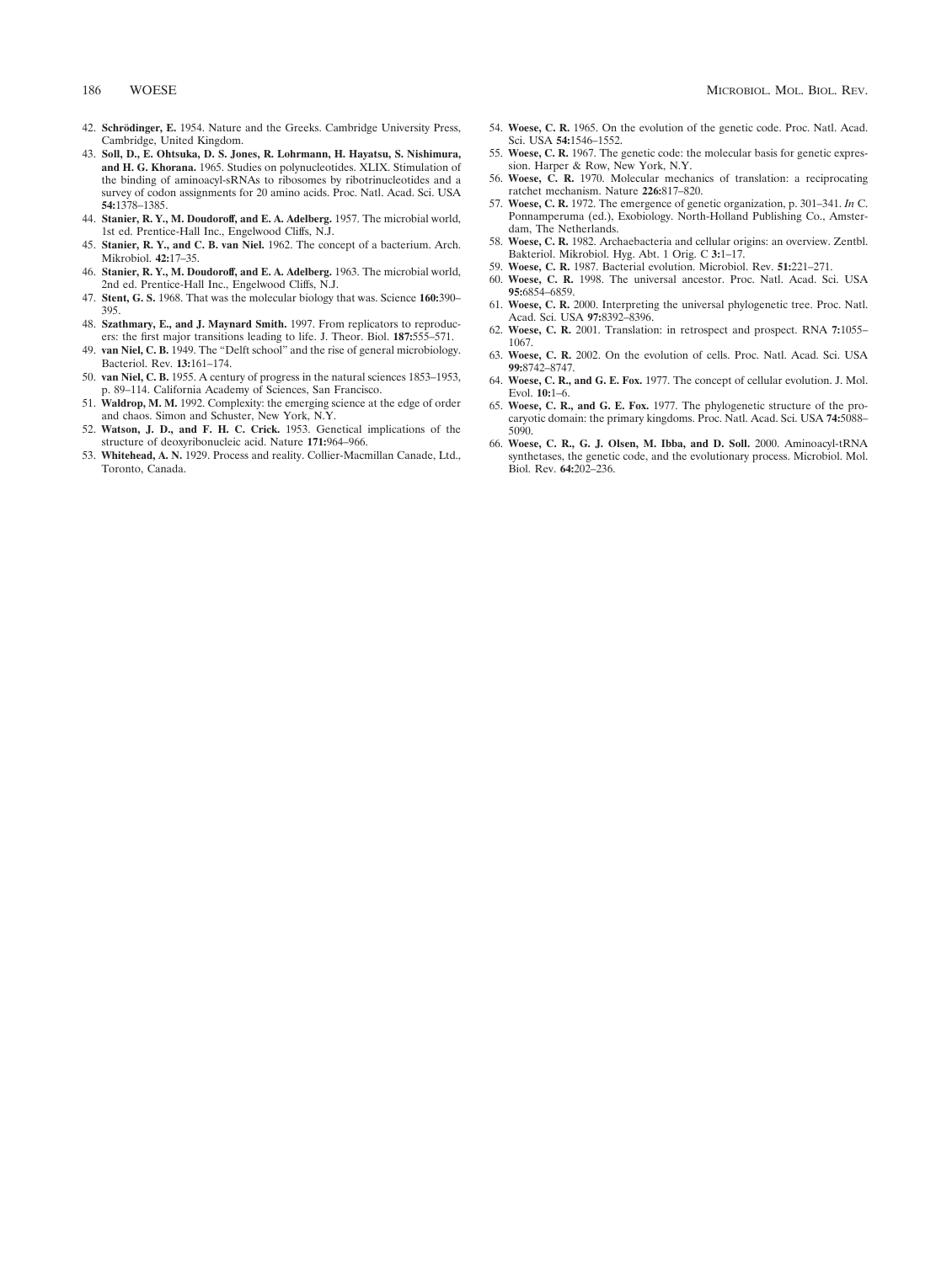42. **Schrödinger, E.** 1954. Nature and the Greeks. Cambridge University Press, Cambridge, United Kingdom.
43. **Soll, D., E. Ohtsuka, D. S. Jones, R. Lohrmann, H. Hayatsu, S. Nishimura, and H. G. Khorana.** 1965. Studies on polynucleotides. XLIX. Stimulation of the binding of aminoacyl-sRNAs to ribosomes by ribotrinucleotides and a survey of codon assignments for 20 amino acids. Proc. Natl. Acad. Sci. USA **54:**1378–1385.
44. **Stanier, R. Y., M. Doudoroff, and E. A. Adelberg.** 1957. The microbial world, 1st ed. Prentice-Hall Inc., Engelwood Cliffs, N.J.
45. **Stanier, R. Y., and C. B. van Niel.** 1962. The concept of a bacterium. Arch. Mikrobiol. **42:**17–35.
46. **Stanier, R. Y., M. Doudoroff, and E. A. Adelberg.** 1963. The microbial world, 2nd ed. Prentice-Hall Inc., Engelwood Cliffs, N.J.
47. **Stent, G. S.** 1968. That was the molecular biology that was. Science **160:**390–395.
48. **Szathmary, E., and J. Maynard Smith.** 1997. From replicators to reproducers: the first major transitions leading to life. J. Theor. Biol. **187:**555–571.
49. **van Niel, C. B.** 1949. The "Delft school" and the rise of general microbiology. Bacteriol. Rev. **13:**161–174.
50. **van Niel, C. B.** 1955. A century of progress in the natural sciences 1853–1953, p. 89–114. California Academy of Sciences, San Francisco.
51. **Waldrop, M. M.** 1992. Complexity: the emerging science at the edge of order and chaos. Simon and Schuster, New York, N.Y.
52. **Watson, J. D., and F. H. C. Crick.** 1953. Genetical implications of the structure of deoxyribonucleic acid. Nature **171:**964–966.
53. **Whitehead, A. N.** 1929. Process and reality. Collier-Macmillan Canade, Ltd., Toronto, Canada.
54. **Woese, C. R.** 1965. On the evolution of the genetic code. Proc. Natl. Acad. Sci. USA **54:**1546–1552.
55. **Woese, C. R.** 1967. The genetic code: the molecular basis for genetic expression. Harper & Row, New York, N.Y.
56. **Woese, C. R.** 1970. Molecular mechanics of translation: a reciprocating ratchet mechanism. Nature **226:**817–820.
57. **Woese, C. R.** 1972. The emergence of genetic organization, p. 301–341. *In* C. Ponnamperuma (ed.), Exobiology. North-Holland Publishing Co., Amsterdam, The Netherlands.
58. **Woese, C. R.** 1982. Archaebacteria and cellular origins: an overview. Zentbl. Bakteriol. Mikrobiol. Hyg. Abt. 1 Orig. C **3:**1–17.
59. **Woese, C. R.** 1987. Bacterial evolution. Microbiol. Rev. **51:**221–271.
60. **Woese, C. R.** 1998. The universal ancestor. Proc. Natl. Acad. Sci. USA **95:**6854–6859.
61. **Woese, C. R.** 2000. Interpreting the universal phylogenetic tree. Proc. Natl. Acad. Sci. USA **97:**8392–8396.
62. **Woese, C. R.** 2001. Translation: in retrospect and prospect. RNA **7:**1055–1067.
63. **Woese, C. R.** 2002. On the evolution of cells. Proc. Natl. Acad. Sci. USA **99:**8742–8747.
64. **Woese, C. R., and G. E. Fox.** 1977. The concept of cellular evolution. J. Mol. Evol. **10:**1–6.
65. **Woese, C. R., and G. E. Fox.** 1977. The phylogenetic structure of the procaryotic domain: the primary kingdoms. Proc. Natl. Acad. Sci. USA **74:**5088–5090.
66. **Woese, C. R., G. J. Olsen, M. Ibba, and D. Soll.** 2000. Aminoacyl-tRNA synthetases, the genetic code, and the evolutionary process. Microbiol. Mol. Biol. Rev. **64:**202–236.